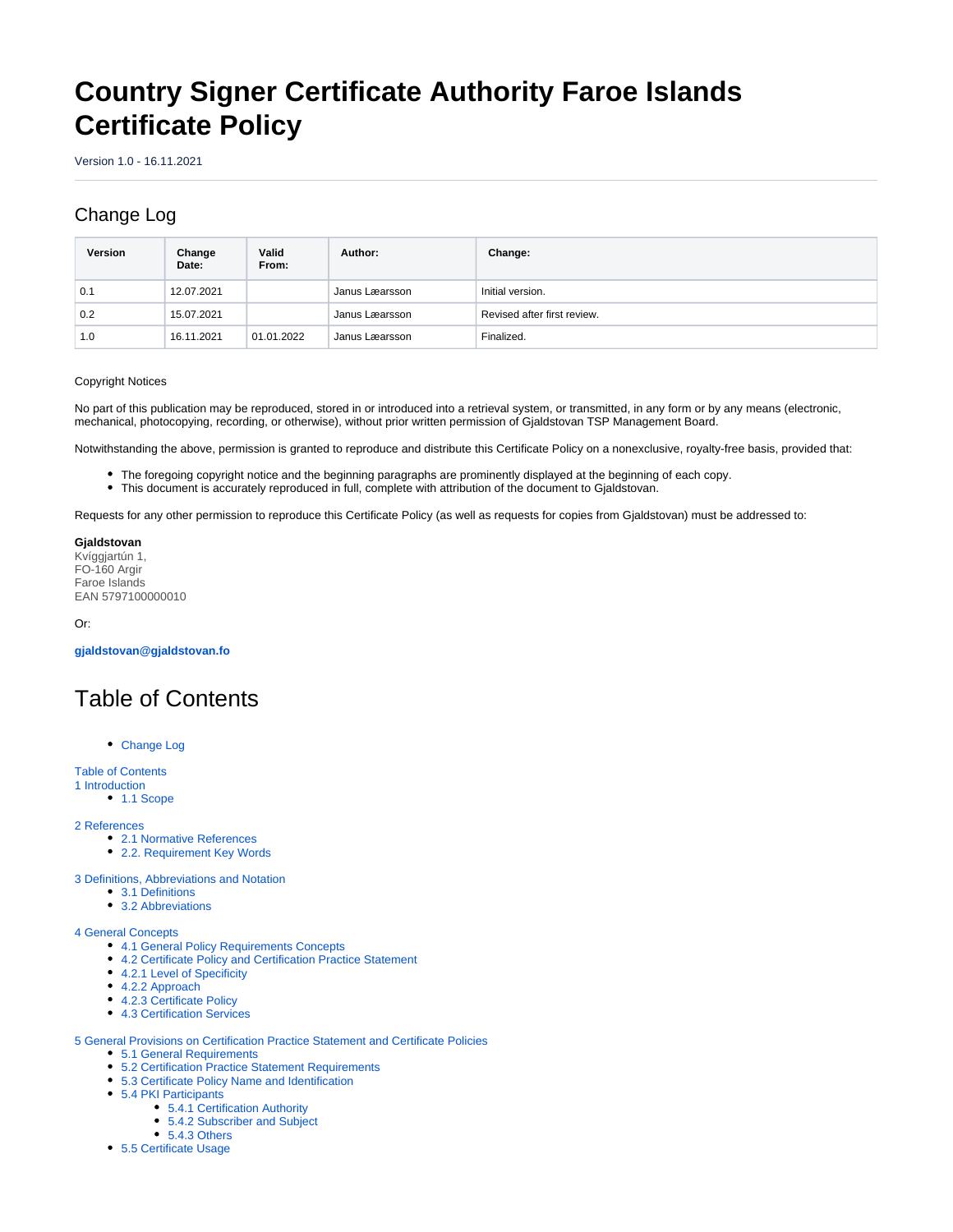# Country Signer Certificate Authority Faroe Islands Certificate Policy

Version 1.0 - 16.11.2021

## Change Log

| Version | Change Date: | Valid From: | Author: | Change: |
|---|---|---|---|---|
| 0.1 | 12.07.2021 | | Janus Læarsson | Initial version. |
| 0.2 | 15.07.2021 | | Janus Læarsson | Revised after first review. |
| 1.0 | 16.11.2021 | 01.01.2022 | Janus Læarsson | Finalized. |

Copyright Notices

No part of this publication may be reproduced, stored in or introduced into a retrieval system, or transmitted, in any form or by any means (electronic, mechanical, photocopying, recording, or otherwise), without prior written permission of Gjaldstovan TSP Management Board.

Notwithstanding the above, permission is granted to reproduce and distribute this Certificate Policy on a nonexclusive, royalty-free basis, provided that:

- The foregoing copyright notice and the beginning paragraphs are prominently displayed at the beginning of each copy.
- This document is accurately reproduced in full, complete with attribution of the document to Gjaldstovan.

Requests for any other permission to reproduce this Certificate Policy (as well as requests for copies from Gjaldstovan) must be addressed to:

**Gjaldstovan**
Kvíggjartún 1,
FO-160 Argir
Faroe Islands
EAN 5797100000010

Or:

**gjaldstovan@gjaldstovan.fo**

# Table of Contents

- Change Log

Table of Contents
1 Introduction
- 1.1 Scope

2 References
- 2.1 Normative References
- 2.2. Requirement Key Words

3 Definitions, Abbreviations and Notation
- 3.1 Definitions
- 3.2 Abbreviations

4 General Concepts
- 4.1 General Policy Requirements Concepts
- 4.2 Certificate Policy and Certification Practice Statement
- 4.2.1 Level of Specificity
- 4.2.2 Approach
- 4.2.3 Certificate Policy
- 4.3 Certification Services

5 General Provisions on Certification Practice Statement and Certificate Policies
- 5.1 General Requirements
- 5.2 Certification Practice Statement Requirements
- 5.3 Certificate Policy Name and Identification
- 5.4 PKI Participants
  - 5.4.1 Certification Authority
  - 5.4.2 Subscriber and Subject
  - 5.4.3 Others
- 5.5 Certificate Usage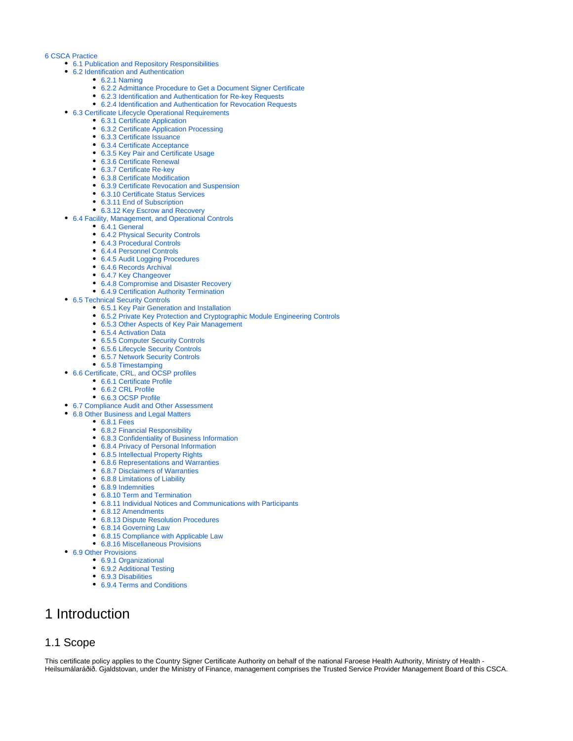- 6 CSCA Practice
  - 6.1 Publication and Repository Responsibilities
  - 6.2 Identification and Authentication
    - 6.2.1 Naming
    - 6.2.2 Admittance Procedure to Get a Document Signer Certificate
    - 6.2.3 Identification and Authentication for Re-key Requests
    - 6.2.4 Identification and Authentication for Revocation Requests
  - 6.3 Certificate Lifecycle Operational Requirements
    - 6.3.1 Certificate Application
    - 6.3.2 Certificate Application Processing
    - 6.3.3 Certificate Issuance
    - 6.3.4 Certificate Acceptance
    - 6.3.5 Key Pair and Certificate Usage
    - 6.3.6 Certificate Renewal
    - 6.3.7 Certificate Re-key
    - 6.3.8 Certificate Modification
    - 6.3.9 Certificate Revocation and Suspension
    - 6.3.10 Certificate Status Services
    - 6.3.11 End of Subscription
    - 6.3.12 Key Escrow and Recovery
  - 6.4 Facility, Management, and Operational Controls
    - 6.4.1 General
    - 6.4.2 Physical Security Controls
    - 6.4.3 Procedural Controls
    - 6.4.4 Personnel Controls
    - 6.4.5 Audit Logging Procedures
    - 6.4.6 Records Archival
    - 6.4.7 Key Changeover
    - 6.4.8 Compromise and Disaster Recovery
    - 6.4.9 Certification Authority Termination
  - 6.5 Technical Security Controls
    - 6.5.1 Key Pair Generation and Installation
    - 6.5.2 Private Key Protection and Cryptographic Module Engineering Controls
    - 6.5.3 Other Aspects of Key Pair Management
    - 6.5.4 Activation Data
    - 6.5.5 Computer Security Controls
    - 6.5.6 Lifecycle Security Controls
    - 6.5.7 Network Security Controls
    - 6.5.8 Timestamping
  - 6.6 Certificate, CRL, and OCSP profiles
    - 6.6.1 Certificate Profile
    - 6.6.2 CRL Profile
    - 6.6.3 OCSP Profile
  - 6.7 Compliance Audit and Other Assessment
  - 6.8 Other Business and Legal Matters
    - 6.8.1 Fees
    - 6.8.2 Financial Responsibility
    - 6.8.3 Confidentiality of Business Information
    - 6.8.4 Privacy of Personal Information
    - 6.8.5 Intellectual Property Rights
    - 6.8.6 Representations and Warranties
    - 6.8.7 Disclaimers of Warranties
    - 6.8.8 Limitations of Liability
    - 6.8.9 Indemnities
    - 6.8.10 Term and Termination
    - 6.8.11 Individual Notices and Communications with Participants
    - 6.8.12 Amendments
    - 6.8.13 Dispute Resolution Procedures
    - 6.8.14 Governing Law
    - 6.8.15 Compliance with Applicable Law
    - 6.8.16 Miscellaneous Provisions
  - 6.9 Other Provisions
    - 6.9.1 Organizational
    - 6.9.2 Additional Testing
    - 6.9.3 Disabilities
    - 6.9.4 Terms and Conditions

# 1 Introduction

## 1.1 Scope

This certificate policy applies to the Country Signer Certificate Authority on behalf of the national Faroese Health Authority, Ministry of Health - Heilsumálaráðið. Gjaldstovan, under the Ministry of Finance, management comprises the Trusted Service Provider Management Board of this CSCA.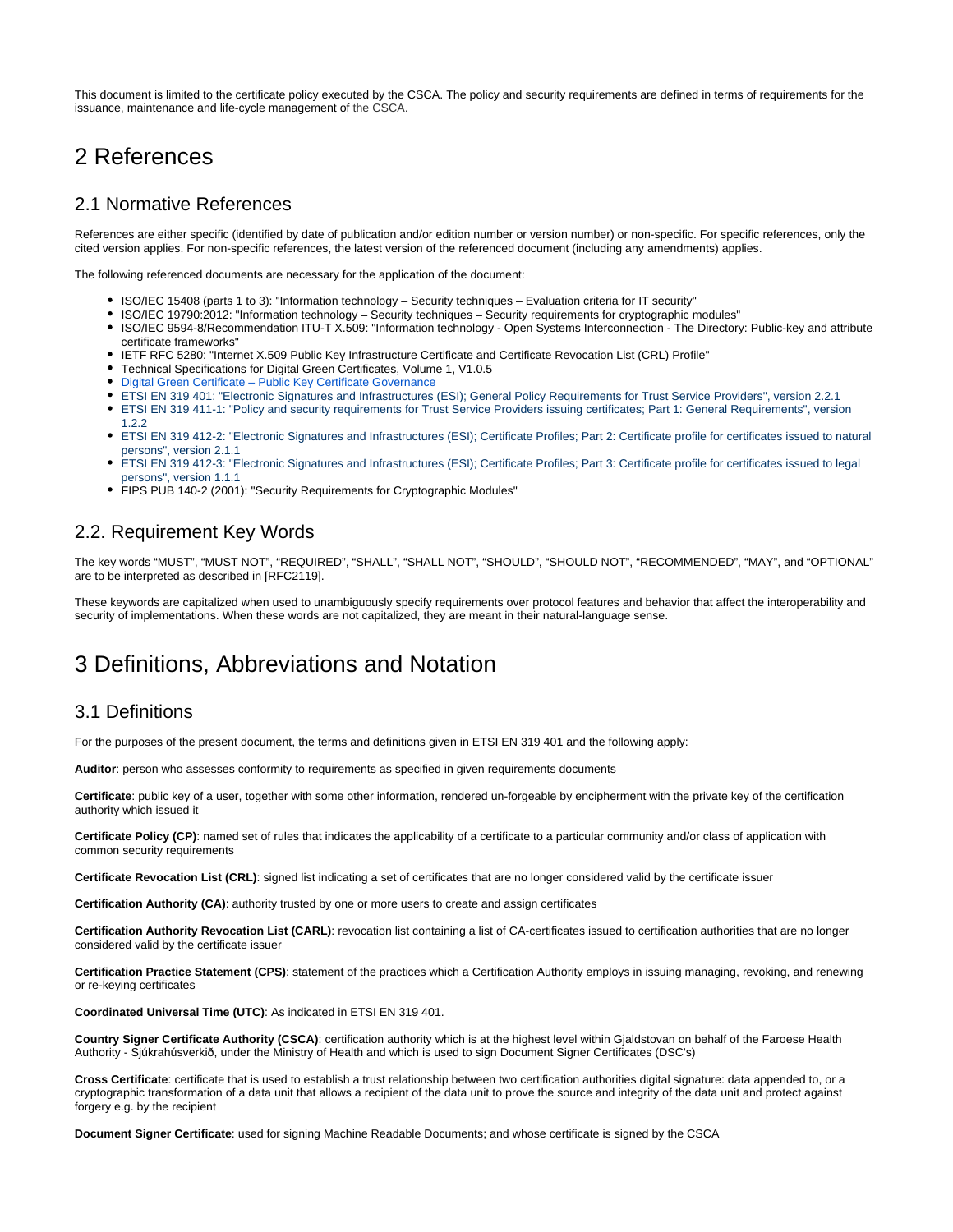This document is limited to the certificate policy executed by the CSCA. The policy and security requirements are defined in terms of requirements for the issuance, maintenance and life-cycle management of the CSCA.

# 2 References

## 2.1 Normative References

References are either specific (identified by date of publication and/or edition number or version number) or non-specific. For specific references, only the cited version applies. For non-specific references, the latest version of the referenced document (including any amendments) applies.

The following referenced documents are necessary for the application of the document:

- ISO/IEC 15408 (parts 1 to 3): "Information technology – Security techniques – Evaluation criteria for IT security"
- ISO/IEC 19790:2012: "Information technology – Security techniques – Security requirements for cryptographic modules"
- ISO/IEC 9594-8/Recommendation ITU-T X.509: "Information technology - Open Systems Interconnection - The Directory: Public-key and attribute certificate frameworks"
- IETF RFC 5280: "Internet X.509 Public Key Infrastructure Certificate and Certificate Revocation List (CRL) Profile"
- Technical Specifications for Digital Green Certificates, Volume 1, V1.0.5
- Digital Green Certificate – Public Key Certificate Governance
- ETSI EN 319 401: "Electronic Signatures and Infrastructures (ESI); General Policy Requirements for Trust Service Providers", version 2.2.1
- ETSI EN 319 411-1: "Policy and security requirements for Trust Service Providers issuing certificates; Part 1: General Requirements", version 1.2.2
- ETSI EN 319 412-2: "Electronic Signatures and Infrastructures (ESI); Certificate Profiles; Part 2: Certificate profile for certificates issued to natural persons", version 2.1.1
- ETSI EN 319 412-3: "Electronic Signatures and Infrastructures (ESI); Certificate Profiles; Part 3: Certificate profile for certificates issued to legal persons", version 1.1.1
- FIPS PUB 140-2 (2001): "Security Requirements for Cryptographic Modules"

## 2.2. Requirement Key Words

The key words "MUST", "MUST NOT", "REQUIRED", "SHALL", "SHALL NOT", "SHOULD", "SHOULD NOT", "RECOMMENDED", "MAY", and "OPTIONAL" are to be interpreted as described in [RFC2119].

These keywords are capitalized when used to unambiguously specify requirements over protocol features and behavior that affect the interoperability and security of implementations. When these words are not capitalized, they are meant in their natural-language sense.

# 3 Definitions, Abbreviations and Notation

## 3.1 Definitions

For the purposes of the present document, the terms and definitions given in ETSI EN 319 401 and the following apply:

**Auditor**: person who assesses conformity to requirements as specified in given requirements documents

**Certificate**: public key of a user, together with some other information, rendered un-forgeable by encipherment with the private key of the certification authority which issued it

**Certificate Policy (CP)**: named set of rules that indicates the applicability of a certificate to a particular community and/or class of application with common security requirements

**Certificate Revocation List (CRL)**: signed list indicating a set of certificates that are no longer considered valid by the certificate issuer

**Certification Authority (CA)**: authority trusted by one or more users to create and assign certificates

**Certification Authority Revocation List (CARL)**: revocation list containing a list of CA-certificates issued to certification authorities that are no longer considered valid by the certificate issuer

**Certification Practice Statement (CPS)**: statement of the practices which a Certification Authority employs in issuing managing, revoking, and renewing or re-keying certificates

**Coordinated Universal Time (UTC)**: As indicated in ETSI EN 319 401.

**Country Signer Certificate Authority (CSCA)**: certification authority which is at the highest level within Gjaldstovan on behalf of the Faroese Health Authority - Sjúkrahúsverkið, under the Ministry of Health and which is used to sign Document Signer Certificates (DSC's)

**Cross Certificate**: certificate that is used to establish a trust relationship between two certification authorities digital signature: data appended to, or a cryptographic transformation of a data unit that allows a recipient of the data unit to prove the source and integrity of the data unit and protect against forgery e.g. by the recipient

**Document Signer Certificate**: used for signing Machine Readable Documents; and whose certificate is signed by the CSCA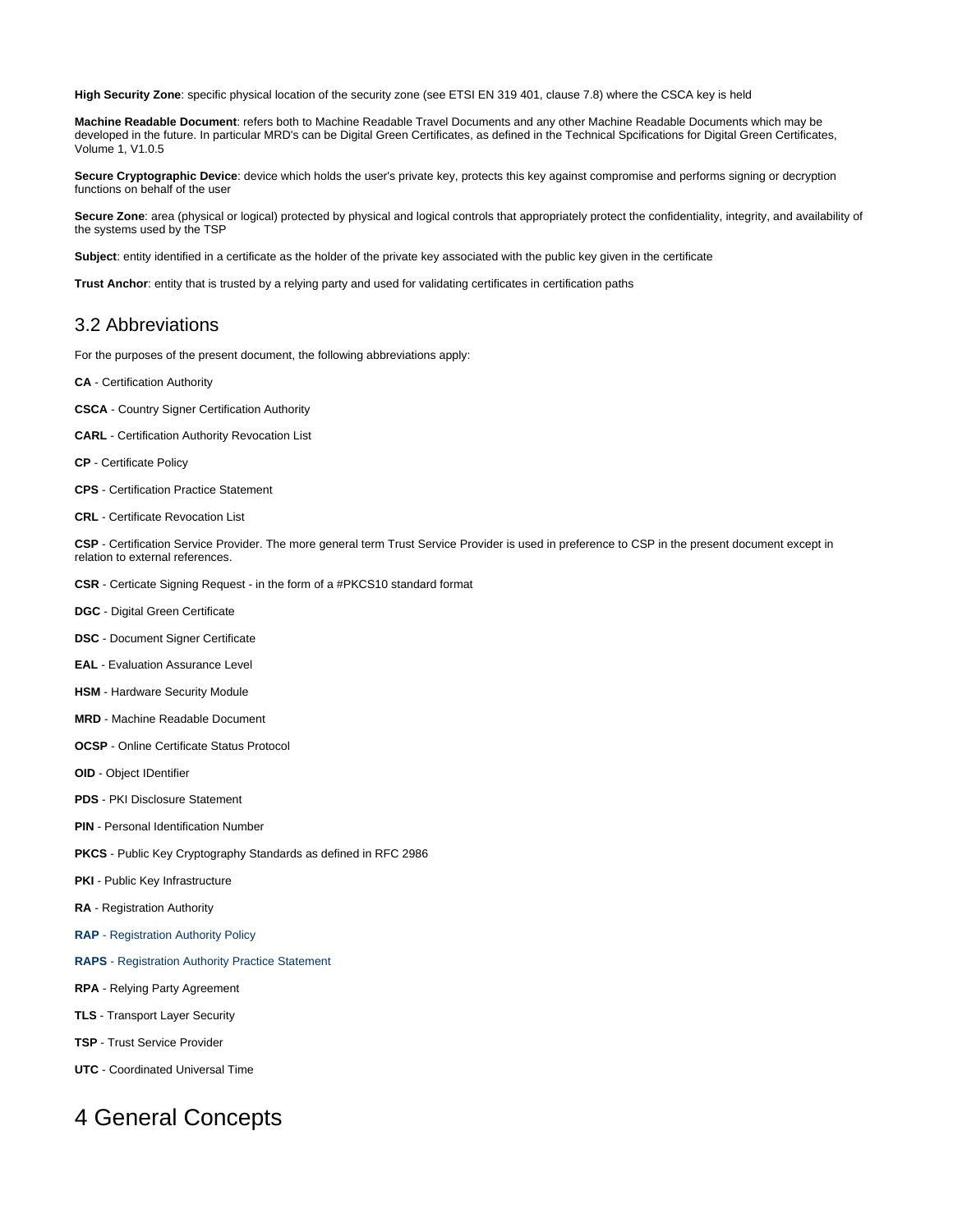**High Security Zone**: specific physical location of the security zone (see ETSI EN 319 401, clause 7.8) where the CSCA key is held

**Machine Readable Document**: refers both to Machine Readable Travel Documents and any other Machine Readable Documents which may be developed in the future. In particular MRD's can be Digital Green Certificates, as defined in the Technical Spcifications for Digital Green Certificates, Volume 1, V1.0.5

**Secure Cryptographic Device**: device which holds the user's private key, protects this key against compromise and performs signing or decryption functions on behalf of the user

**Secure Zone**: area (physical or logical) protected by physical and logical controls that appropriately protect the confidentiality, integrity, and availability of the systems used by the TSP

**Subject**: entity identified in a certificate as the holder of the private key associated with the public key given in the certificate

**Trust Anchor**: entity that is trusted by a relying party and used for validating certificates in certification paths

## 3.2 Abbreviations

For the purposes of the present document, the following abbreviations apply:

**CA** - Certification Authority

**CSCA** - Country Signer Certification Authority

**CARL** - Certification Authority Revocation List

**CP** - Certificate Policy

**CPS** - Certification Practice Statement

**CRL** - Certificate Revocation List

**CSP** - Certification Service Provider. The more general term Trust Service Provider is used in preference to CSP in the present document except in relation to external references.

**CSR** - Certicate Signing Request - in the form of a #PKCS10 standard format

**DGC** - Digital Green Certificate

**DSC** - Document Signer Certificate

**EAL** - Evaluation Assurance Level

**HSM** - Hardware Security Module

**MRD** - Machine Readable Document

**OCSP** - Online Certificate Status Protocol

**OID** - Object IDentifier

**PDS** - PKI Disclosure Statement

**PIN** - Personal Identification Number

**PKCS** - Public Key Cryptography Standards as defined in RFC 2986

**PKI** - Public Key Infrastructure

**RA** - Registration Authority

**RAP** - Registration Authority Policy

**RAPS** - Registration Authority Practice Statement

**RPA** - Relying Party Agreement

**TLS** - Transport Layer Security

**TSP** - Trust Service Provider

**UTC** - Coordinated Universal Time

# 4 General Concepts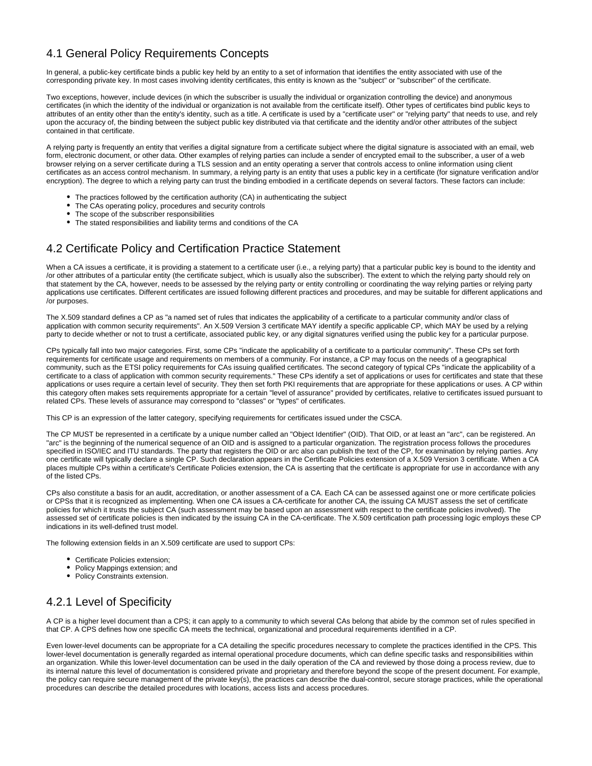## 4.1 General Policy Requirements Concepts

In general, a public-key certificate binds a public key held by an entity to a set of information that identifies the entity associated with use of the corresponding private key. In most cases involving identity certificates, this entity is known as the "subject" or "subscriber" of the certificate.

Two exceptions, however, include devices (in which the subscriber is usually the individual or organization controlling the device) and anonymous certificates (in which the identity of the individual or organization is not available from the certificate itself). Other types of certificates bind public keys to attributes of an entity other than the entity's identity, such as a title. A certificate is used by a "certificate user" or "relying party" that needs to use, and rely upon the accuracy of, the binding between the subject public key distributed via that certificate and the identity and/or other attributes of the subject contained in that certificate.

A relying party is frequently an entity that verifies a digital signature from a certificate subject where the digital signature is associated with an email, web form, electronic document, or other data. Other examples of relying parties can include a sender of encrypted email to the subscriber, a user of a web browser relying on a server certificate during a TLS session and an entity operating a server that controls access to online information using client certificates as an access control mechanism. In summary, a relying party is an entity that uses a public key in a certificate (for signature verification and/or encryption). The degree to which a relying party can trust the binding embodied in a certificate depends on several factors. These factors can include:

- The practices followed by the certification authority (CA) in authenticating the subject
- The CAs operating policy, procedures and security controls
- The scope of the subscriber responsibilities
- The stated responsibilities and liability terms and conditions of the CA

## 4.2 Certificate Policy and Certification Practice Statement

When a CA issues a certificate, it is providing a statement to a certificate user (i.e., a relying party) that a particular public key is bound to the identity and /or other attributes of a particular entity (the certificate subject, which is usually also the subscriber). The extent to which the relying party should rely on that statement by the CA, however, needs to be assessed by the relying party or entity controlling or coordinating the way relying parties or relying party applications use certificates. Different certificates are issued following different practices and procedures, and may be suitable for different applications and /or purposes.

The X.509 standard defines a CP as "a named set of rules that indicates the applicability of a certificate to a particular community and/or class of application with common security requirements". An X.509 Version 3 certificate MAY identify a specific applicable CP, which MAY be used by a relying party to decide whether or not to trust a certificate, associated public key, or any digital signatures verified using the public key for a particular purpose.

CPs typically fall into two major categories. First, some CPs "indicate the applicability of a certificate to a particular community". These CPs set forth requirements for certificate usage and requirements on members of a community. For instance, a CP may focus on the needs of a geographical community, such as the ETSI policy requirements for CAs issuing qualified certificates. The second category of typical CPs "indicate the applicability of a certificate to a class of application with common security requirements." These CPs identify a set of applications or uses for certificates and state that these applications or uses require a certain level of security. They then set forth PKI requirements that are appropriate for these applications or uses. A CP within this category often makes sets requirements appropriate for a certain "level of assurance" provided by certificates, relative to certificates issued pursuant to related CPs. These levels of assurance may correspond to "classes" or "types" of certificates.

This CP is an expression of the latter category, specifying requirements for certificates issued under the CSCA.

The CP MUST be represented in a certificate by a unique number called an "Object Identifier" (OID). That OID, or at least an "arc", can be registered. An "arc" is the beginning of the numerical sequence of an OID and is assigned to a particular organization. The registration process follows the procedures specified in ISO/IEC and ITU standards. The party that registers the OID or arc also can publish the text of the CP, for examination by relying parties. Any one certificate will typically declare a single CP. Such declaration appears in the Certificate Policies extension of a X.509 Version 3 certificate. When a CA places multiple CPs within a certificate's Certificate Policies extension, the CA is asserting that the certificate is appropriate for use in accordance with any of the listed CPs.

CPs also constitute a basis for an audit, accreditation, or another assessment of a CA. Each CA can be assessed against one or more certificate policies or CPSs that it is recognized as implementing. When one CA issues a CA-certificate for another CA, the issuing CA MUST assess the set of certificate policies for which it trusts the subject CA (such assessment may be based upon an assessment with respect to the certificate policies involved). The assessed set of certificate policies is then indicated by the issuing CA in the CA-certificate. The X.509 certification path processing logic employs these CP indications in its well-defined trust model.

The following extension fields in an X.509 certificate are used to support CPs:

- Certificate Policies extension;
- Policy Mappings extension; and
- Policy Constraints extension.

### 4.2.1 Level of Specificity

A CP is a higher level document than a CPS; it can apply to a community to which several CAs belong that abide by the common set of rules specified in that CP. A CPS defines how one specific CA meets the technical, organizational and procedural requirements identified in a CP.

Even lower-level documents can be appropriate for a CA detailing the specific procedures necessary to complete the practices identified in the CPS. This lower-level documentation is generally regarded as internal operational procedure documents, which can define specific tasks and responsibilities within an organization. While this lower-level documentation can be used in the daily operation of the CA and reviewed by those doing a process review, due to its internal nature this level of documentation is considered private and proprietary and therefore beyond the scope of the present document. For example, the policy can require secure management of the private key(s), the practices can describe the dual-control, secure storage practices, while the operational procedures can describe the detailed procedures with locations, access lists and access procedures.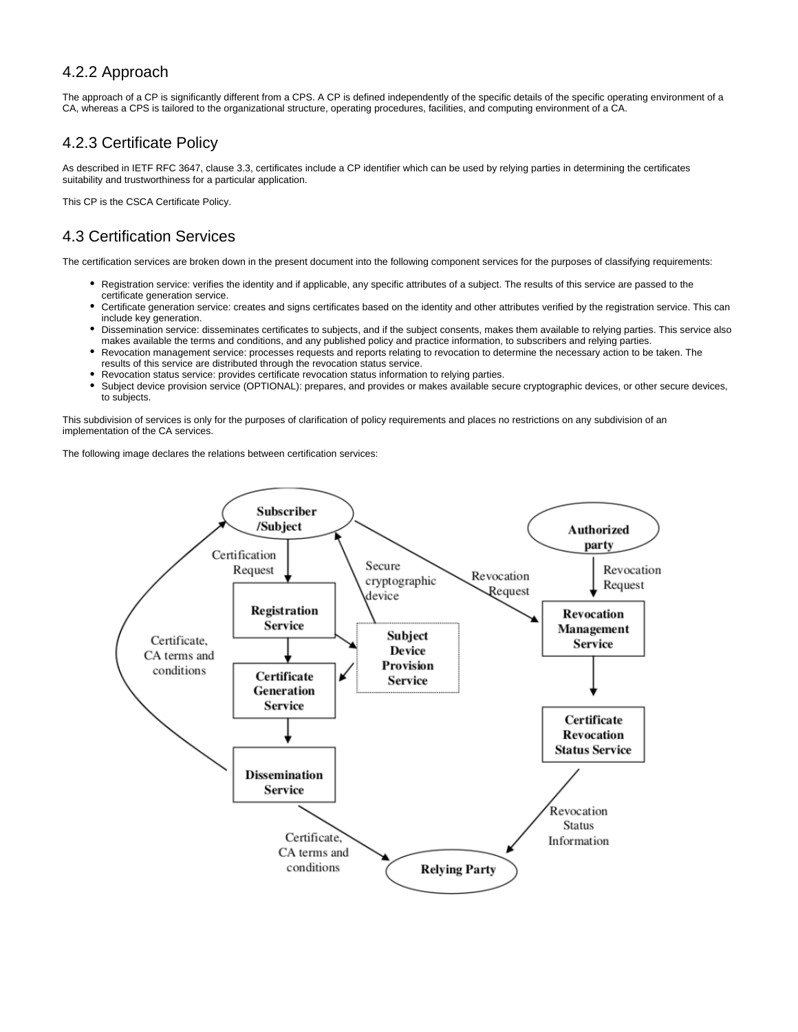### 4.2.2 Approach

The approach of a CP is significantly different from a CPS. A CP is defined independently of the specific details of the specific operating environment of a CA, whereas a CPS is tailored to the organizational structure, operating procedures, facilities, and computing environment of a CA.

### 4.2.3 Certificate Policy

As described in IETF RFC 3647, clause 3.3, certificates include a CP identifier which can be used by relying parties in determining the certificates suitability and trustworthiness for a particular application.

This CP is the CSCA Certificate Policy.

## 4.3 Certification Services

The certification services are broken down in the present document into the following component services for the purposes of classifying requirements:

- Registration service: verifies the identity and if applicable, any specific attributes of a subject. The results of this service are passed to the certificate generation service.
- Certificate generation service: creates and signs certificates based on the identity and other attributes verified by the registration service. This can include key generation.
- Dissemination service: disseminates certificates to subjects, and if the subject consents, makes them available to relying parties. This service also makes available the terms and conditions, and any published policy and practice information, to subscribers and relying parties.
- Revocation management service: processes requests and reports relating to revocation to determine the necessary action to be taken. The results of this service are distributed through the revocation status service.
- Revocation status service: provides certificate revocation status information to relying parties.
- Subject device provision service (OPTIONAL): prepares, and provides or makes available secure cryptographic devices, or other secure devices, to subjects.

This subdivision of services is only for the purposes of clarification of policy requirements and places no restrictions on any subdivision of an implementation of the CA services.

The following image declares the relations between certification services: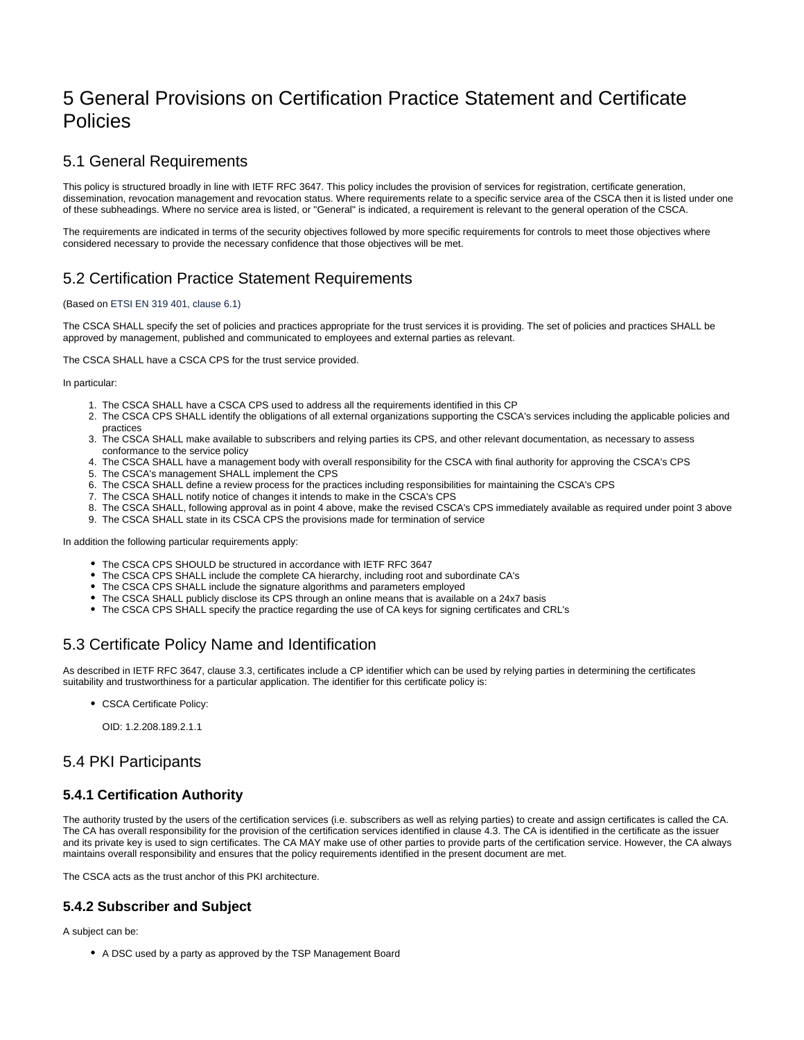# 5 General Provisions on Certification Practice Statement and Certificate Policies

## 5.1 General Requirements

This policy is structured broadly in line with IETF RFC 3647. This policy includes the provision of services for registration, certificate generation, dissemination, revocation management and revocation status. Where requirements relate to a specific service area of the CSCA then it is listed under one of these subheadings. Where no service area is listed, or "General" is indicated, a requirement is relevant to the general operation of the CSCA.

The requirements are indicated in terms of the security objectives followed by more specific requirements for controls to meet those objectives where considered necessary to provide the necessary confidence that those objectives will be met.

## 5.2 Certification Practice Statement Requirements

(Based on ETSI EN 319 401, clause 6.1)

The CSCA SHALL specify the set of policies and practices appropriate for the trust services it is providing. The set of policies and practices SHALL be approved by management, published and communicated to employees and external parties as relevant.

The CSCA SHALL have a CSCA CPS for the trust service provided.

In particular:

1. The CSCA SHALL have a CSCA CPS used to address all the requirements identified in this CP
2. The CSCA CPS SHALL identify the obligations of all external organizations supporting the CSCA's services including the applicable policies and practices
3. The CSCA SHALL make available to subscribers and relying parties its CPS, and other relevant documentation, as necessary to assess conformance to the service policy
4. The CSCA SHALL have a management body with overall responsibility for the CSCA with final authority for approving the CSCA's CPS
5. The CSCA's management SHALL implement the CPS
6. The CSCA SHALL define a review process for the practices including responsibilities for maintaining the CSCA's CPS
7. The CSCA SHALL notify notice of changes it intends to make in the CSCA's CPS
8. The CSCA SHALL, following approval as in point 4 above, make the revised CSCA's CPS immediately available as required under point 3 above
9. The CSCA SHALL state in its CSCA CPS the provisions made for termination of service

In addition the following particular requirements apply:

- The CSCA CPS SHOULD be structured in accordance with IETF RFC 3647
- The CSCA CPS SHALL include the complete CA hierarchy, including root and subordinate CA's
- The CSCA CPS SHALL include the signature algorithms and parameters employed
- The CSCA SHALL publicly disclose its CPS through an online means that is available on a 24x7 basis
- The CSCA CPS SHALL specify the practice regarding the use of CA keys for signing certificates and CRL's

## 5.3 Certificate Policy Name and Identification

As described in IETF RFC 3647, clause 3.3, certificates include a CP identifier which can be used by relying parties in determining the certificates suitability and trustworthiness for a particular application. The identifier for this certificate policy is:

- CSCA Certificate Policy:

  OID: 1.2.208.189.2.1.1

## 5.4 PKI Participants

### 5.4.1 Certification Authority

The authority trusted by the users of the certification services (i.e. subscribers as well as relying parties) to create and assign certificates is called the CA. The CA has overall responsibility for the provision of the certification services identified in clause 4.3. The CA is identified in the certificate as the issuer and its private key is used to sign certificates. The CA MAY make use of other parties to provide parts of the certification service. However, the CA always maintains overall responsibility and ensures that the policy requirements identified in the present document are met.

The CSCA acts as the trust anchor of this PKI architecture.

### 5.4.2 Subscriber and Subject

A subject can be:

- A DSC used by a party as approved by the TSP Management Board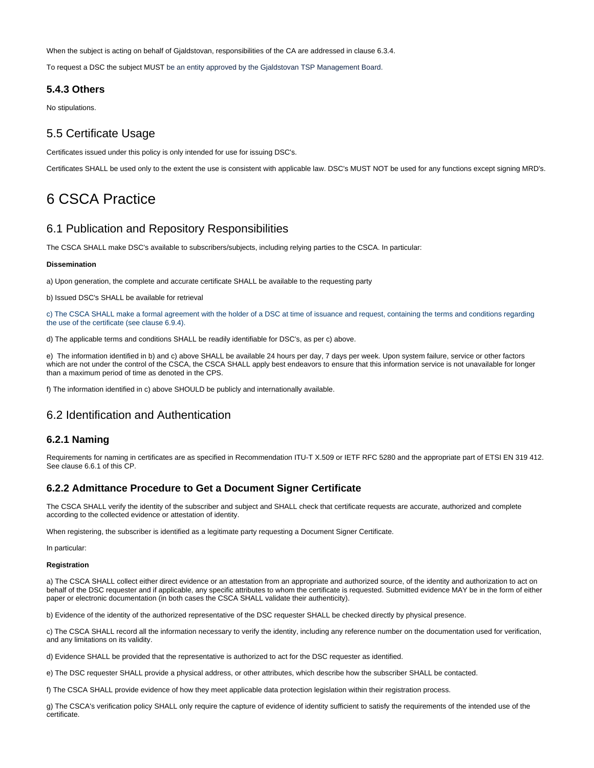When the subject is acting on behalf of Gjaldstovan, responsibilities of the CA are addressed in clause 6.3.4.

To request a DSC the subject MUST be an entity approved by the Gjaldstovan TSP Management Board.

### 5.4.3 Others

No stipulations.

## 5.5 Certificate Usage

Certificates issued under this policy is only intended for use for issuing DSC's.

Certificates SHALL be used only to the extent the use is consistent with applicable law. DSC's MUST NOT be used for any functions except signing MRD's.

# 6 CSCA Practice

## 6.1 Publication and Repository Responsibilities

The CSCA SHALL make DSC's available to subscribers/subjects, including relying parties to the CSCA. In particular:

**Dissemination**

a) Upon generation, the complete and accurate certificate SHALL be available to the requesting party

b) Issued DSC's SHALL be available for retrieval

c) The CSCA SHALL make a formal agreement with the holder of a DSC at time of issuance and request, containing the terms and conditions regarding the use of the certificate (see clause 6.9.4).

d) The applicable terms and conditions SHALL be readily identifiable for DSC's, as per c) above.

e) The information identified in b) and c) above SHALL be available 24 hours per day, 7 days per week. Upon system failure, service or other factors which are not under the control of the CSCA, the CSCA SHALL apply best endeavors to ensure that this information service is not unavailable for longer than a maximum period of time as denoted in the CPS.

f) The information identified in c) above SHOULD be publicly and internationally available.

## 6.2 Identification and Authentication

### 6.2.1 Naming

Requirements for naming in certificates are as specified in Recommendation ITU-T X.509 or IETF RFC 5280 and the appropriate part of ETSI EN 319 412. See clause 6.6.1 of this CP.

### 6.2.2 Admittance Procedure to Get a Document Signer Certificate

The CSCA SHALL verify the identity of the subscriber and subject and SHALL check that certificate requests are accurate, authorized and complete according to the collected evidence or attestation of identity.

When registering, the subscriber is identified as a legitimate party requesting a Document Signer Certificate.

In particular:

**Registration**

a) The CSCA SHALL collect either direct evidence or an attestation from an appropriate and authorized source, of the identity and authorization to act on behalf of the DSC requester and if applicable, any specific attributes to whom the certificate is requested. Submitted evidence MAY be in the form of either paper or electronic documentation (in both cases the CSCA SHALL validate their authenticity).

b) Evidence of the identity of the authorized representative of the DSC requester SHALL be checked directly by physical presence.

c) The CSCA SHALL record all the information necessary to verify the identity, including any reference number on the documentation used for verification, and any limitations on its validity.

d) Evidence SHALL be provided that the representative is authorized to act for the DSC requester as identified.

e) The DSC requester SHALL provide a physical address, or other attributes, which describe how the subscriber SHALL be contacted.

f) The CSCA SHALL provide evidence of how they meet applicable data protection legislation within their registration process.

g) The CSCA's verification policy SHALL only require the capture of evidence of identity sufficient to satisfy the requirements of the intended use of the certificate.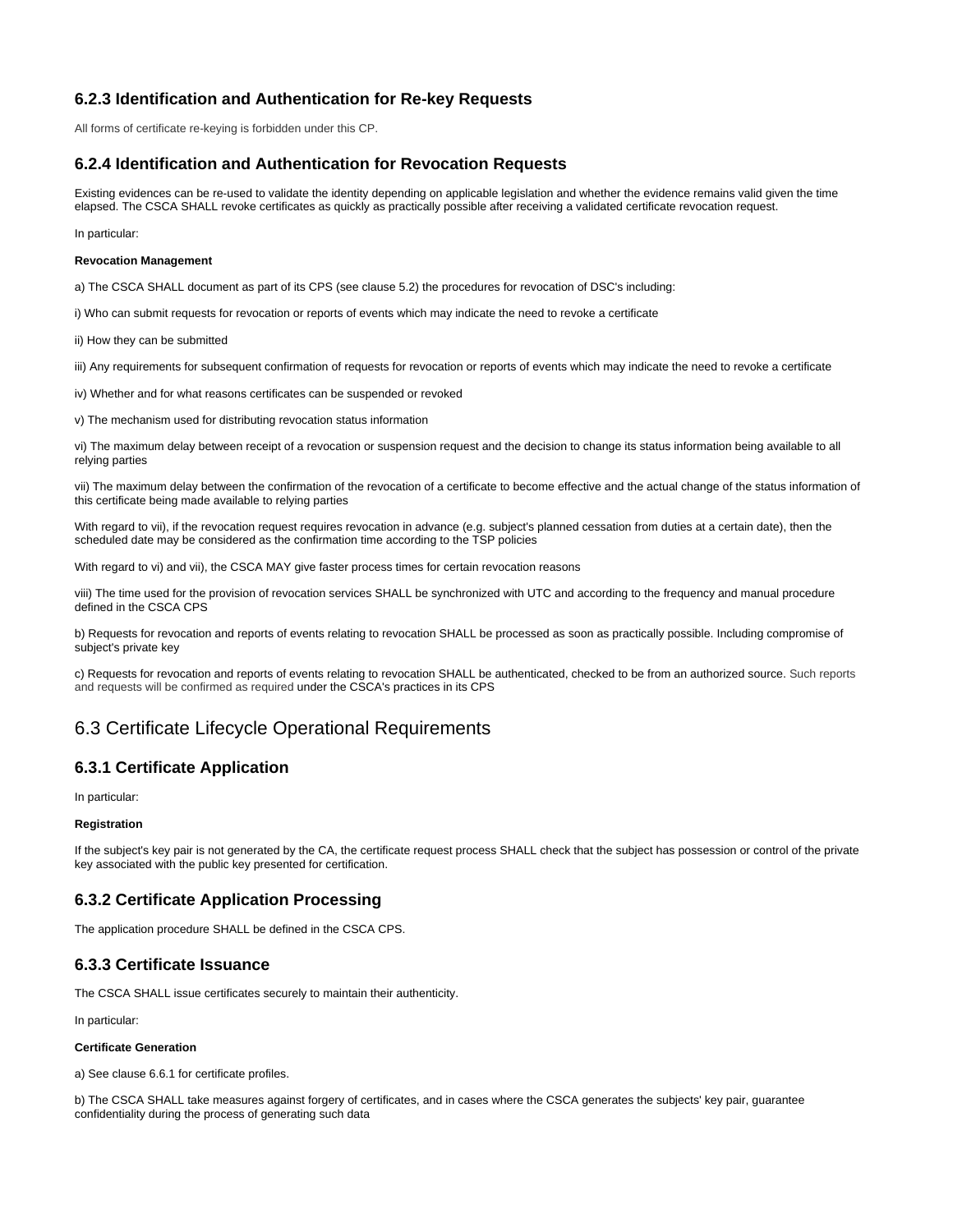### 6.2.3 Identification and Authentication for Re-key Requests

All forms of certificate re-keying is forbidden under this CP.

### 6.2.4 Identification and Authentication for Revocation Requests

Existing evidences can be re-used to validate the identity depending on applicable legislation and whether the evidence remains valid given the time elapsed. The CSCA SHALL revoke certificates as quickly as practically possible after receiving a validated certificate revocation request.

In particular:

**Revocation Management**

a) The CSCA SHALL document as part of its CPS (see clause 5.2) the procedures for revocation of DSC's including:

i) Who can submit requests for revocation or reports of events which may indicate the need to revoke a certificate

ii) How they can be submitted

iii) Any requirements for subsequent confirmation of requests for revocation or reports of events which may indicate the need to revoke a certificate

iv) Whether and for what reasons certificates can be suspended or revoked

v) The mechanism used for distributing revocation status information

vi) The maximum delay between receipt of a revocation or suspension request and the decision to change its status information being available to all relying parties

vii) The maximum delay between the confirmation of the revocation of a certificate to become effective and the actual change of the status information of this certificate being made available to relying parties

With regard to vii), if the revocation request requires revocation in advance (e.g. subject's planned cessation from duties at a certain date), then the scheduled date may be considered as the confirmation time according to the TSP policies

With regard to vi) and vii), the CSCA MAY give faster process times for certain revocation reasons

viii) The time used for the provision of revocation services SHALL be synchronized with UTC and according to the frequency and manual procedure defined in the CSCA CPS

b) Requests for revocation and reports of events relating to revocation SHALL be processed as soon as practically possible. Including compromise of subject's private key

c) Requests for revocation and reports of events relating to revocation SHALL be authenticated, checked to be from an authorized source. Such reports and requests will be confirmed as required under the CSCA's practices in its CPS

## 6.3 Certificate Lifecycle Operational Requirements

### 6.3.1 Certificate Application

In particular:

**Registration**

If the subject's key pair is not generated by the CA, the certificate request process SHALL check that the subject has possession or control of the private key associated with the public key presented for certification.

### 6.3.2 Certificate Application Processing

The application procedure SHALL be defined in the CSCA CPS.

### 6.3.3 Certificate Issuance

The CSCA SHALL issue certificates securely to maintain their authenticity.

In particular:

**Certificate Generation**

a) See clause 6.6.1 for certificate profiles.

b) The CSCA SHALL take measures against forgery of certificates, and in cases where the CSCA generates the subjects' key pair, guarantee confidentiality during the process of generating such data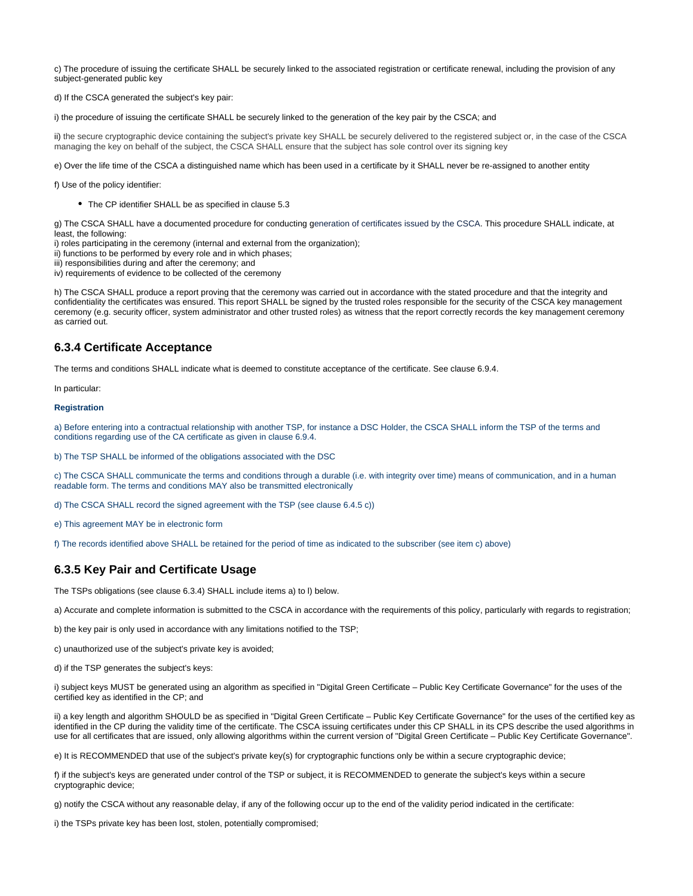c) The procedure of issuing the certificate SHALL be securely linked to the associated registration or certificate renewal, including the provision of any subject-generated public key

d) If the CSCA generated the subject's key pair:

i) the procedure of issuing the certificate SHALL be securely linked to the generation of the key pair by the CSCA; and

ii) the secure cryptographic device containing the subject's private key SHALL be securely delivered to the registered subject or, in the case of the CSCA managing the key on behalf of the subject, the CSCA SHALL ensure that the subject has sole control over its signing key

e) Over the life time of the CSCA a distinguished name which has been used in a certificate by it SHALL never be re-assigned to another entity

f) Use of the policy identifier:

- The CP identifier SHALL be as specified in clause 5.3

g) The CSCA SHALL have a documented procedure for conducting generation of certificates issued by the CSCA. This procedure SHALL indicate, at least, the following:
i) roles participating in the ceremony (internal and external from the organization);
ii) functions to be performed by every role and in which phases;
iii) responsibilities during and after the ceremony; and
iv) requirements of evidence to be collected of the ceremony

h) The CSCA SHALL produce a report proving that the ceremony was carried out in accordance with the stated procedure and that the integrity and confidentiality the certificates was ensured. This report SHALL be signed by the trusted roles responsible for the security of the CSCA key management ceremony (e.g. security officer, system administrator and other trusted roles) as witness that the report correctly records the key management ceremony as carried out.

### 6.3.4 Certificate Acceptance

The terms and conditions SHALL indicate what is deemed to constitute acceptance of the certificate. See clause 6.9.4.

In particular:

**Registration**

a) Before entering into a contractual relationship with another TSP, for instance a DSC Holder, the CSCA SHALL inform the TSP of the terms and conditions regarding use of the CA certificate as given in clause 6.9.4.

b) The TSP SHALL be informed of the obligations associated with the DSC

c) The CSCA SHALL communicate the terms and conditions through a durable (i.e. with integrity over time) means of communication, and in a human readable form. The terms and conditions MAY also be transmitted electronically

d) The CSCA SHALL record the signed agreement with the TSP (see clause 6.4.5 c))

e) This agreement MAY be in electronic form

f) The records identified above SHALL be retained for the period of time as indicated to the subscriber (see item c) above)

### 6.3.5 Key Pair and Certificate Usage

The TSPs obligations (see clause 6.3.4) SHALL include items a) to l) below.

a) Accurate and complete information is submitted to the CSCA in accordance with the requirements of this policy, particularly with regards to registration;

b) the key pair is only used in accordance with any limitations notified to the TSP;

c) unauthorized use of the subject's private key is avoided;

d) if the TSP generates the subject's keys:

i) subject keys MUST be generated using an algorithm as specified in "Digital Green Certificate – Public Key Certificate Governance" for the uses of the certified key as identified in the CP; and

ii) a key length and algorithm SHOULD be as specified in "Digital Green Certificate – Public Key Certificate Governance" for the uses of the certified key as identified in the CP during the validity time of the certificate. The CSCA issuing certificates under this CP SHALL in its CPS describe the used algorithms in use for all certificates that are issued, only allowing algorithms within the current version of "Digital Green Certificate – Public Key Certificate Governance".

e) It is RECOMMENDED that use of the subject's private key(s) for cryptographic functions only be within a secure cryptographic device;

f) if the subject's keys are generated under control of the TSP or subject, it is RECOMMENDED to generate the subject's keys within a secure cryptographic device;

g) notify the CSCA without any reasonable delay, if any of the following occur up to the end of the validity period indicated in the certificate:

i) the TSPs private key has been lost, stolen, potentially compromised;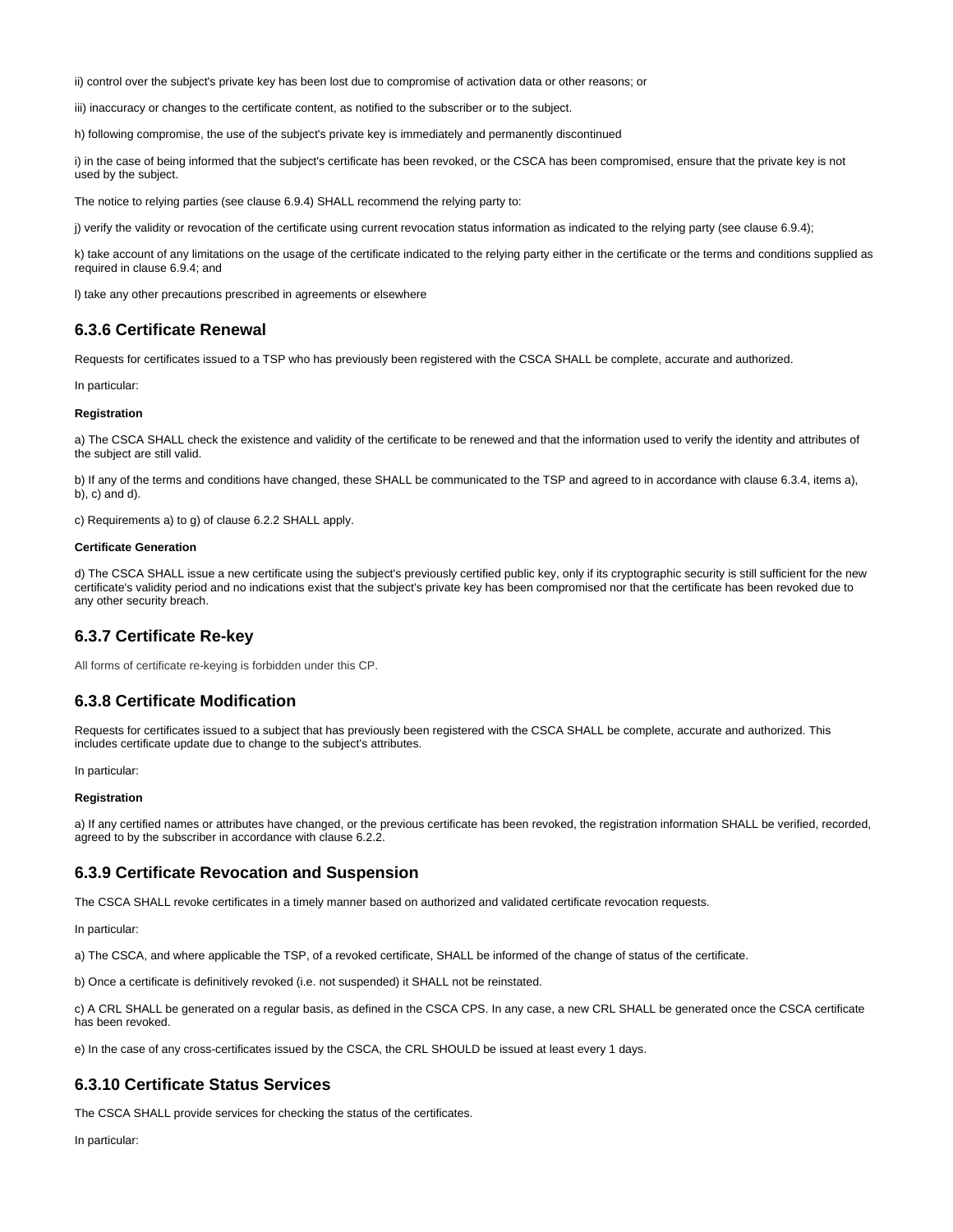ii) control over the subject's private key has been lost due to compromise of activation data or other reasons; or

iii) inaccuracy or changes to the certificate content, as notified to the subscriber or to the subject.

h) following compromise, the use of the subject's private key is immediately and permanently discontinued

i) in the case of being informed that the subject's certificate has been revoked, or the CSCA has been compromised, ensure that the private key is not used by the subject.

The notice to relying parties (see clause 6.9.4) SHALL recommend the relying party to:

j) verify the validity or revocation of the certificate using current revocation status information as indicated to the relying party (see clause 6.9.4);

k) take account of any limitations on the usage of the certificate indicated to the relying party either in the certificate or the terms and conditions supplied as required in clause 6.9.4; and

l) take any other precautions prescribed in agreements or elsewhere

### 6.3.6 Certificate Renewal

Requests for certificates issued to a TSP who has previously been registered with the CSCA SHALL be complete, accurate and authorized.

In particular:

**Registration**

a) The CSCA SHALL check the existence and validity of the certificate to be renewed and that the information used to verify the identity and attributes of the subject are still valid.

b) If any of the terms and conditions have changed, these SHALL be communicated to the TSP and agreed to in accordance with clause 6.3.4, items a), b), c) and d).

c) Requirements a) to g) of clause 6.2.2 SHALL apply.

**Certificate Generation**

d) The CSCA SHALL issue a new certificate using the subject's previously certified public key, only if its cryptographic security is still sufficient for the new certificate's validity period and no indications exist that the subject's private key has been compromised nor that the certificate has been revoked due to any other security breach.

### 6.3.7 Certificate Re-key

All forms of certificate re-keying is forbidden under this CP.

### 6.3.8 Certificate Modification

Requests for certificates issued to a subject that has previously been registered with the CSCA SHALL be complete, accurate and authorized. This includes certificate update due to change to the subject's attributes.

In particular:

**Registration**

a) If any certified names or attributes have changed, or the previous certificate has been revoked, the registration information SHALL be verified, recorded, agreed to by the subscriber in accordance with clause 6.2.2.

### 6.3.9 Certificate Revocation and Suspension

The CSCA SHALL revoke certificates in a timely manner based on authorized and validated certificate revocation requests.

In particular:

a) The CSCA, and where applicable the TSP, of a revoked certificate, SHALL be informed of the change of status of the certificate.

b) Once a certificate is definitively revoked (i.e. not suspended) it SHALL not be reinstated.

c) A CRL SHALL be generated on a regular basis, as defined in the CSCA CPS. In any case, a new CRL SHALL be generated once the CSCA certificate has been revoked.

e) In the case of any cross-certificates issued by the CSCA, the CRL SHOULD be issued at least every 1 days.

### 6.3.10 Certificate Status Services

The CSCA SHALL provide services for checking the status of the certificates.

In particular: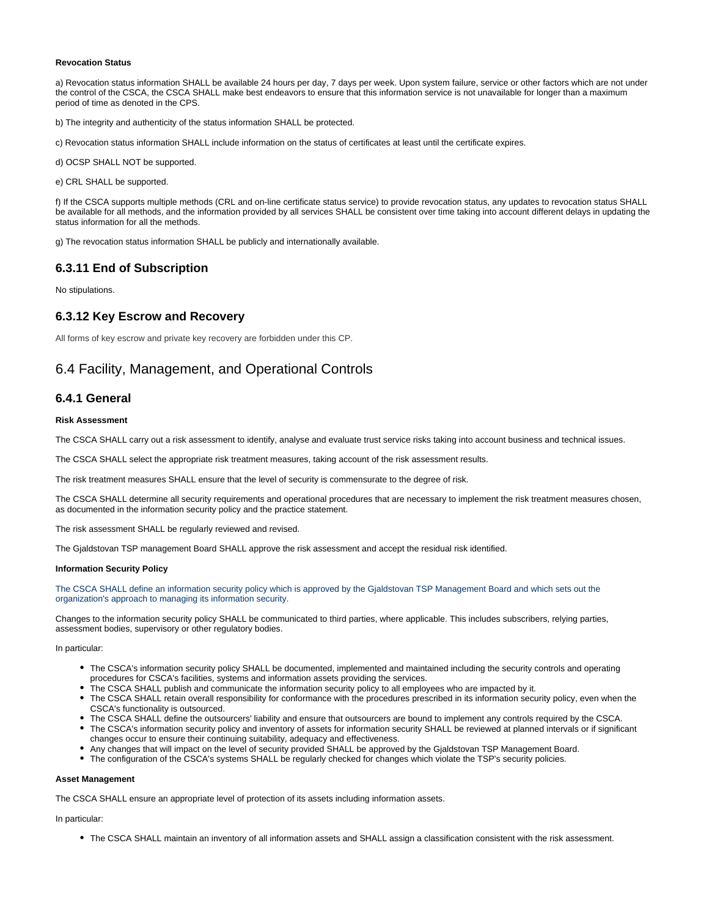**Revocation Status**

a) Revocation status information SHALL be available 24 hours per day, 7 days per week. Upon system failure, service or other factors which are not under the control of the CSCA, the CSCA SHALL make best endeavors to ensure that this information service is not unavailable for longer than a maximum period of time as denoted in the CPS.

b) The integrity and authenticity of the status information SHALL be protected.

c) Revocation status information SHALL include information on the status of certificates at least until the certificate expires.

d) OCSP SHALL NOT be supported.

e) CRL SHALL be supported.

f) If the CSCA supports multiple methods (CRL and on-line certificate status service) to provide revocation status, any updates to revocation status SHALL be available for all methods, and the information provided by all services SHALL be consistent over time taking into account different delays in updating the status information for all the methods.

g) The revocation status information SHALL be publicly and internationally available.

### 6.3.11 End of Subscription

No stipulations.

### 6.3.12 Key Escrow and Recovery

All forms of key escrow and private key recovery are forbidden under this CP.

## 6.4 Facility, Management, and Operational Controls

### 6.4.1 General

**Risk Assessment**

The CSCA SHALL carry out a risk assessment to identify, analyse and evaluate trust service risks taking into account business and technical issues.

The CSCA SHALL select the appropriate risk treatment measures, taking account of the risk assessment results.

The risk treatment measures SHALL ensure that the level of security is commensurate to the degree of risk.

The CSCA SHALL determine all security requirements and operational procedures that are necessary to implement the risk treatment measures chosen, as documented in the information security policy and the practice statement.

The risk assessment SHALL be regularly reviewed and revised.

The Gjaldstovan TSP management Board SHALL approve the risk assessment and accept the residual risk identified.

**Information Security Policy**

The CSCA SHALL define an information security policy which is approved by the Gjaldstovan TSP Management Board and which sets out the organization's approach to managing its information security.

Changes to the information security policy SHALL be communicated to third parties, where applicable. This includes subscribers, relying parties, assessment bodies, supervisory or other regulatory bodies.

In particular:

- The CSCA's information security policy SHALL be documented, implemented and maintained including the security controls and operating procedures for CSCA's facilities, systems and information assets providing the services.
- The CSCA SHALL publish and communicate the information security policy to all employees who are impacted by it.
- The CSCA SHALL retain overall responsibility for conformance with the procedures prescribed in its information security policy, even when the CSCA's functionality is outsourced.
- The CSCA SHALL define the outsourcers' liability and ensure that outsourcers are bound to implement any controls required by the CSCA.
- The CSCA's information security policy and inventory of assets for information security SHALL be reviewed at planned intervals or if significant changes occur to ensure their continuing suitability, adequacy and effectiveness.
- Any changes that will impact on the level of security provided SHALL be approved by the Gjaldstovan TSP Management Board.
- The configuration of the CSCA's systems SHALL be regularly checked for changes which violate the TSP's security policies.

**Asset Management**

The CSCA SHALL ensure an appropriate level of protection of its assets including information assets.

In particular:

- The CSCA SHALL maintain an inventory of all information assets and SHALL assign a classification consistent with the risk assessment.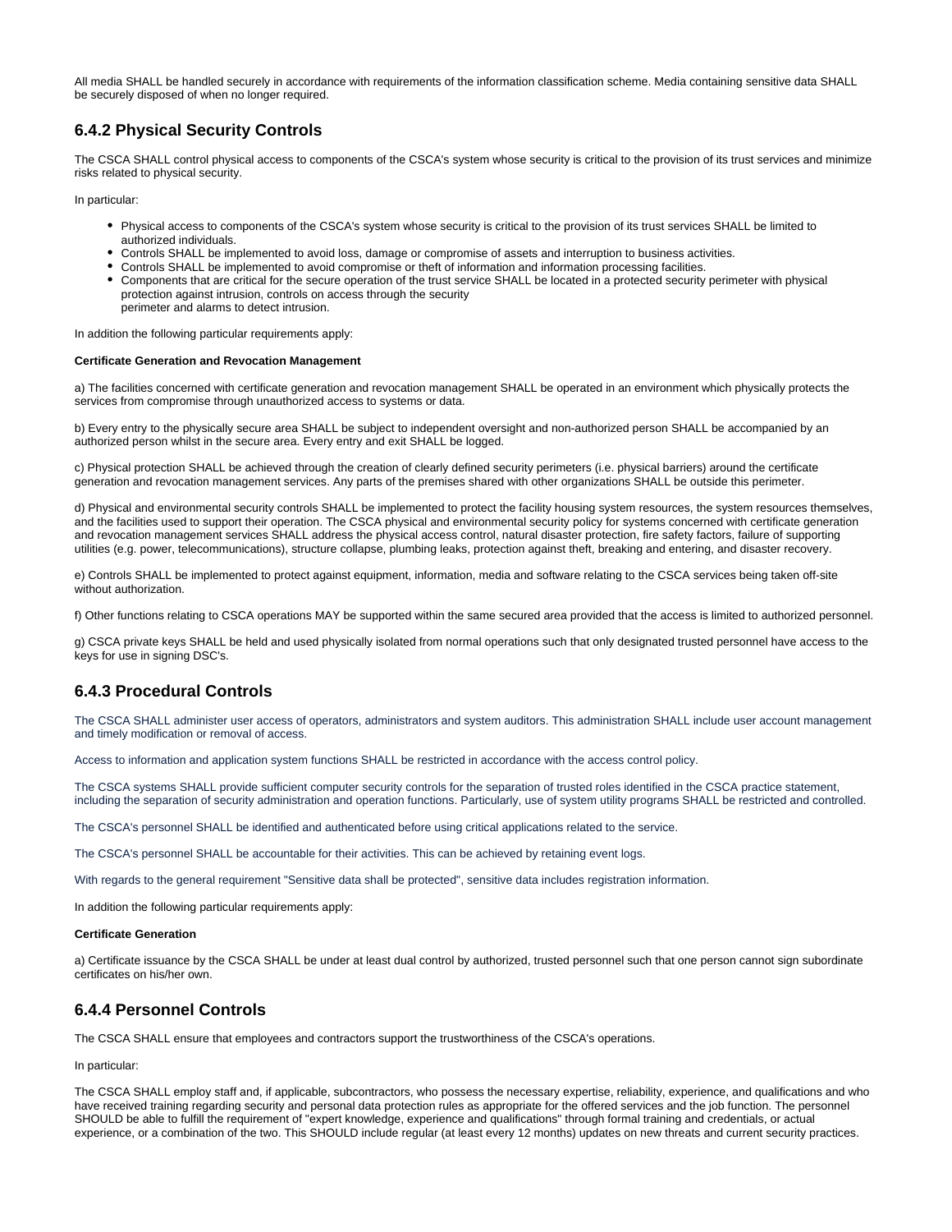All media SHALL be handled securely in accordance with requirements of the information classification scheme. Media containing sensitive data SHALL be securely disposed of when no longer required.

### 6.4.2 Physical Security Controls

The CSCA SHALL control physical access to components of the CSCA's system whose security is critical to the provision of its trust services and minimize risks related to physical security.

In particular:

- Physical access to components of the CSCA's system whose security is critical to the provision of its trust services SHALL be limited to authorized individuals.
- Controls SHALL be implemented to avoid loss, damage or compromise of assets and interruption to business activities.
- Controls SHALL be implemented to avoid compromise or theft of information and information processing facilities.
- Components that are critical for the secure operation of the trust service SHALL be located in a protected security perimeter with physical protection against intrusion, controls on access through the security perimeter and alarms to detect intrusion.

In addition the following particular requirements apply:

**Certificate Generation and Revocation Management**

a) The facilities concerned with certificate generation and revocation management SHALL be operated in an environment which physically protects the services from compromise through unauthorized access to systems or data.

b) Every entry to the physically secure area SHALL be subject to independent oversight and non-authorized person SHALL be accompanied by an authorized person whilst in the secure area. Every entry and exit SHALL be logged.

c) Physical protection SHALL be achieved through the creation of clearly defined security perimeters (i.e. physical barriers) around the certificate generation and revocation management services. Any parts of the premises shared with other organizations SHALL be outside this perimeter.

d) Physical and environmental security controls SHALL be implemented to protect the facility housing system resources, the system resources themselves, and the facilities used to support their operation. The CSCA physical and environmental security policy for systems concerned with certificate generation and revocation management services SHALL address the physical access control, natural disaster protection, fire safety factors, failure of supporting utilities (e.g. power, telecommunications), structure collapse, plumbing leaks, protection against theft, breaking and entering, and disaster recovery.

e) Controls SHALL be implemented to protect against equipment, information, media and software relating to the CSCA services being taken off-site without authorization.

f) Other functions relating to CSCA operations MAY be supported within the same secured area provided that the access is limited to authorized personnel.

g) CSCA private keys SHALL be held and used physically isolated from normal operations such that only designated trusted personnel have access to the keys for use in signing DSC's.

### 6.4.3 Procedural Controls

The CSCA SHALL administer user access of operators, administrators and system auditors. This administration SHALL include user account management and timely modification or removal of access.

Access to information and application system functions SHALL be restricted in accordance with the access control policy.

The CSCA systems SHALL provide sufficient computer security controls for the separation of trusted roles identified in the CSCA practice statement, including the separation of security administration and operation functions. Particularly, use of system utility programs SHALL be restricted and controlled.

The CSCA's personnel SHALL be identified and authenticated before using critical applications related to the service.

The CSCA's personnel SHALL be accountable for their activities. This can be achieved by retaining event logs.

With regards to the general requirement "Sensitive data shall be protected", sensitive data includes registration information.

In addition the following particular requirements apply:

**Certificate Generation**

a) Certificate issuance by the CSCA SHALL be under at least dual control by authorized, trusted personnel such that one person cannot sign subordinate certificates on his/her own.

### 6.4.4 Personnel Controls

The CSCA SHALL ensure that employees and contractors support the trustworthiness of the CSCA's operations.

In particular:

The CSCA SHALL employ staff and, if applicable, subcontractors, who possess the necessary expertise, reliability, experience, and qualifications and who have received training regarding security and personal data protection rules as appropriate for the offered services and the job function. The personnel SHOULD be able to fulfill the requirement of "expert knowledge, experience and qualifications" through formal training and credentials, or actual experience, or a combination of the two. This SHOULD include regular (at least every 12 months) updates on new threats and current security practices.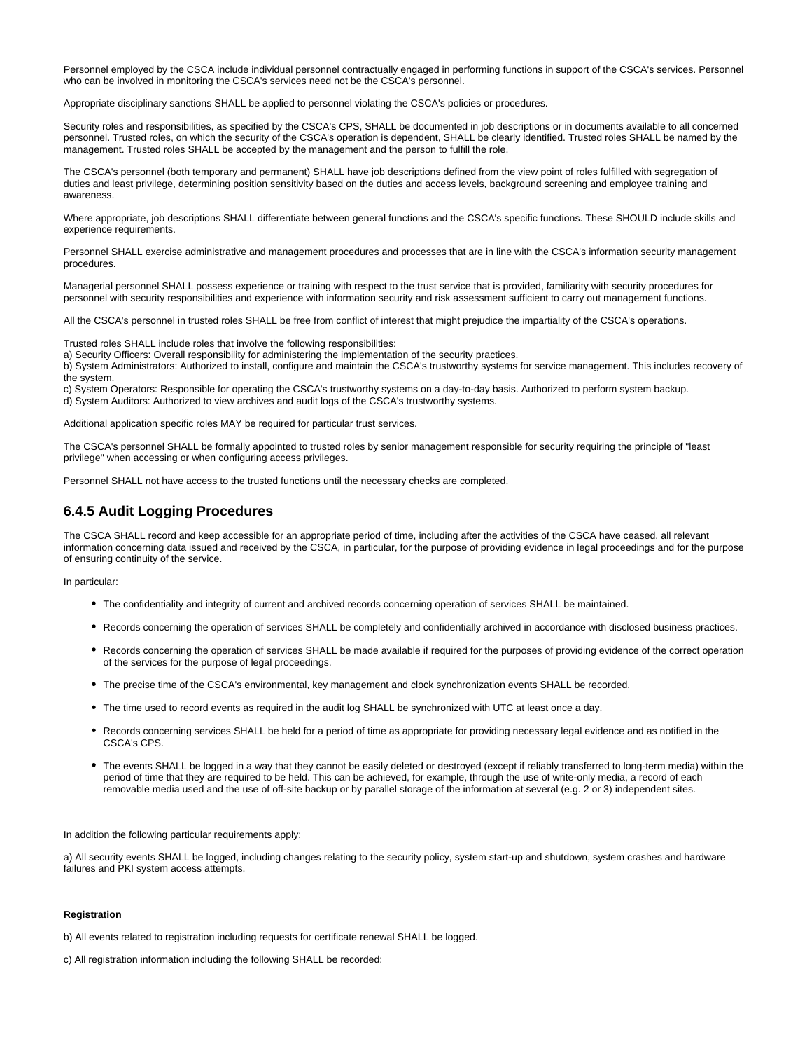Personnel employed by the CSCA include individual personnel contractually engaged in performing functions in support of the CSCA's services. Personnel who can be involved in monitoring the CSCA's services need not be the CSCA's personnel.

Appropriate disciplinary sanctions SHALL be applied to personnel violating the CSCA's policies or procedures.

Security roles and responsibilities, as specified by the CSCA's CPS, SHALL be documented in job descriptions or in documents available to all concerned personnel. Trusted roles, on which the security of the CSCA's operation is dependent, SHALL be clearly identified. Trusted roles SHALL be named by the management. Trusted roles SHALL be accepted by the management and the person to fulfill the role.

The CSCA's personnel (both temporary and permanent) SHALL have job descriptions defined from the view point of roles fulfilled with segregation of duties and least privilege, determining position sensitivity based on the duties and access levels, background screening and employee training and awareness.

Where appropriate, job descriptions SHALL differentiate between general functions and the CSCA's specific functions. These SHOULD include skills and experience requirements.

Personnel SHALL exercise administrative and management procedures and processes that are in line with the CSCA's information security management procedures.

Managerial personnel SHALL possess experience or training with respect to the trust service that is provided, familiarity with security procedures for personnel with security responsibilities and experience with information security and risk assessment sufficient to carry out management functions.

All the CSCA's personnel in trusted roles SHALL be free from conflict of interest that might prejudice the impartiality of the CSCA's operations.

Trusted roles SHALL include roles that involve the following responsibilities:
a) Security Officers: Overall responsibility for administering the implementation of the security practices.
b) System Administrators: Authorized to install, configure and maintain the CSCA's trustworthy systems for service management. This includes recovery of the system.
c) System Operators: Responsible for operating the CSCA's trustworthy systems on a day-to-day basis. Authorized to perform system backup.
d) System Auditors: Authorized to view archives and audit logs of the CSCA's trustworthy systems.

Additional application specific roles MAY be required for particular trust services.

The CSCA's personnel SHALL be formally appointed to trusted roles by senior management responsible for security requiring the principle of "least privilege" when accessing or when configuring access privileges.

Personnel SHALL not have access to the trusted functions until the necessary checks are completed.

## 6.4.5 Audit Logging Procedures

The CSCA SHALL record and keep accessible for an appropriate period of time, including after the activities of the CSCA have ceased, all relevant information concerning data issued and received by the CSCA, in particular, for the purpose of providing evidence in legal proceedings and for the purpose of ensuring continuity of the service.

In particular:

- The confidentiality and integrity of current and archived records concerning operation of services SHALL be maintained.
- Records concerning the operation of services SHALL be completely and confidentially archived in accordance with disclosed business practices.
- Records concerning the operation of services SHALL be made available if required for the purposes of providing evidence of the correct operation of the services for the purpose of legal proceedings.
- The precise time of the CSCA's environmental, key management and clock synchronization events SHALL be recorded.
- The time used to record events as required in the audit log SHALL be synchronized with UTC at least once a day.
- Records concerning services SHALL be held for a period of time as appropriate for providing necessary legal evidence and as notified in the CSCA's CPS.
- The events SHALL be logged in a way that they cannot be easily deleted or destroyed (except if reliably transferred to long-term media) within the period of time that they are required to be held. This can be achieved, for example, through the use of write-only media, a record of each removable media used and the use of off-site backup or by parallel storage of the information at several (e.g. 2 or 3) independent sites.

In addition the following particular requirements apply:

a) All security events SHALL be logged, including changes relating to the security policy, system start-up and shutdown, system crashes and hardware failures and PKI system access attempts.

**Registration**

b) All events related to registration including requests for certificate renewal SHALL be logged.

c) All registration information including the following SHALL be recorded: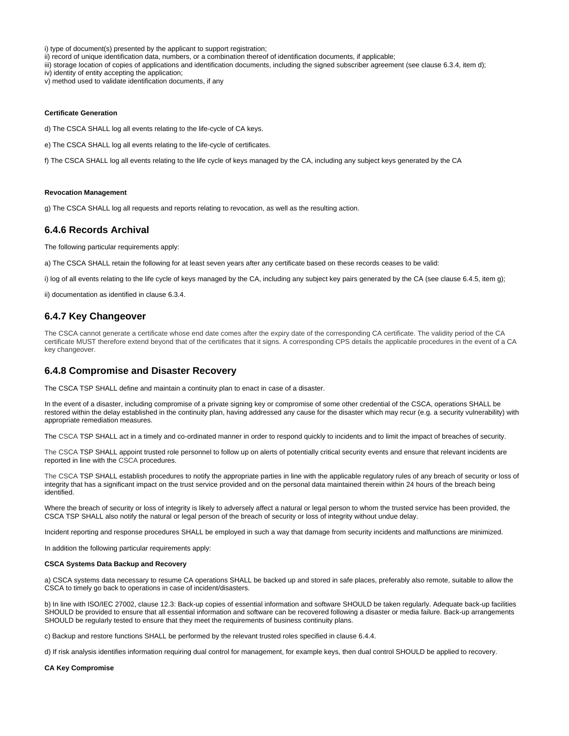i) type of document(s) presented by the applicant to support registration;
ii) record of unique identification data, numbers, or a combination thereof of identification documents, if applicable;
iii) storage location of copies of applications and identification documents, including the signed subscriber agreement (see clause 6.3.4, item d);
iv) identity of entity accepting the application;
v) method used to validate identification documents, if any

**Certificate Generation**

d) The CSCA SHALL log all events relating to the life-cycle of CA keys.

e) The CSCA SHALL log all events relating to the life-cycle of certificates.

f) The CSCA SHALL log all events relating to the life cycle of keys managed by the CA, including any subject keys generated by the CA

**Revocation Management**

g) The CSCA SHALL log all requests and reports relating to revocation, as well as the resulting action.

## 6.4.6 Records Archival

The following particular requirements apply:

a) The CSCA SHALL retain the following for at least seven years after any certificate based on these records ceases to be valid:

i) log of all events relating to the life cycle of keys managed by the CA, including any subject key pairs generated by the CA (see clause 6.4.5, item g);

ii) documentation as identified in clause 6.3.4.

## 6.4.7 Key Changeover

The CSCA cannot generate a certificate whose end date comes after the expiry date of the corresponding CA certificate. The validity period of the CA certificate MUST therefore extend beyond that of the certificates that it signs. A corresponding CPS details the applicable procedures in the event of a CA key changeover.

## 6.4.8 Compromise and Disaster Recovery

The CSCA TSP SHALL define and maintain a continuity plan to enact in case of a disaster.

In the event of a disaster, including compromise of a private signing key or compromise of some other credential of the CSCA, operations SHALL be restored within the delay established in the continuity plan, having addressed any cause for the disaster which may recur (e.g. a security vulnerability) with appropriate remediation measures.

The CSCA TSP SHALL act in a timely and co-ordinated manner in order to respond quickly to incidents and to limit the impact of breaches of security.

The CSCA TSP SHALL appoint trusted role personnel to follow up on alerts of potentially critical security events and ensure that relevant incidents are reported in line with the CSCA procedures.

The CSCA TSP SHALL establish procedures to notify the appropriate parties in line with the applicable regulatory rules of any breach of security or loss of integrity that has a significant impact on the trust service provided and on the personal data maintained therein within 24 hours of the breach being identified.

Where the breach of security or loss of integrity is likely to adversely affect a natural or legal person to whom the trusted service has been provided, the CSCA TSP SHALL also notify the natural or legal person of the breach of security or loss of integrity without undue delay.

Incident reporting and response procedures SHALL be employed in such a way that damage from security incidents and malfunctions are minimized.

In addition the following particular requirements apply:

**CSCA Systems Data Backup and Recovery**

a) CSCA systems data necessary to resume CA operations SHALL be backed up and stored in safe places, preferably also remote, suitable to allow the CSCA to timely go back to operations in case of incident/disasters.

b) In line with ISO/IEC 27002, clause 12.3: Back-up copies of essential information and software SHOULD be taken regularly. Adequate back-up facilities SHOULD be provided to ensure that all essential information and software can be recovered following a disaster or media failure. Back-up arrangements SHOULD be regularly tested to ensure that they meet the requirements of business continuity plans.

c) Backup and restore functions SHALL be performed by the relevant trusted roles specified in clause 6.4.4.

d) If risk analysis identifies information requiring dual control for management, for example keys, then dual control SHOULD be applied to recovery.

**CA Key Compromise**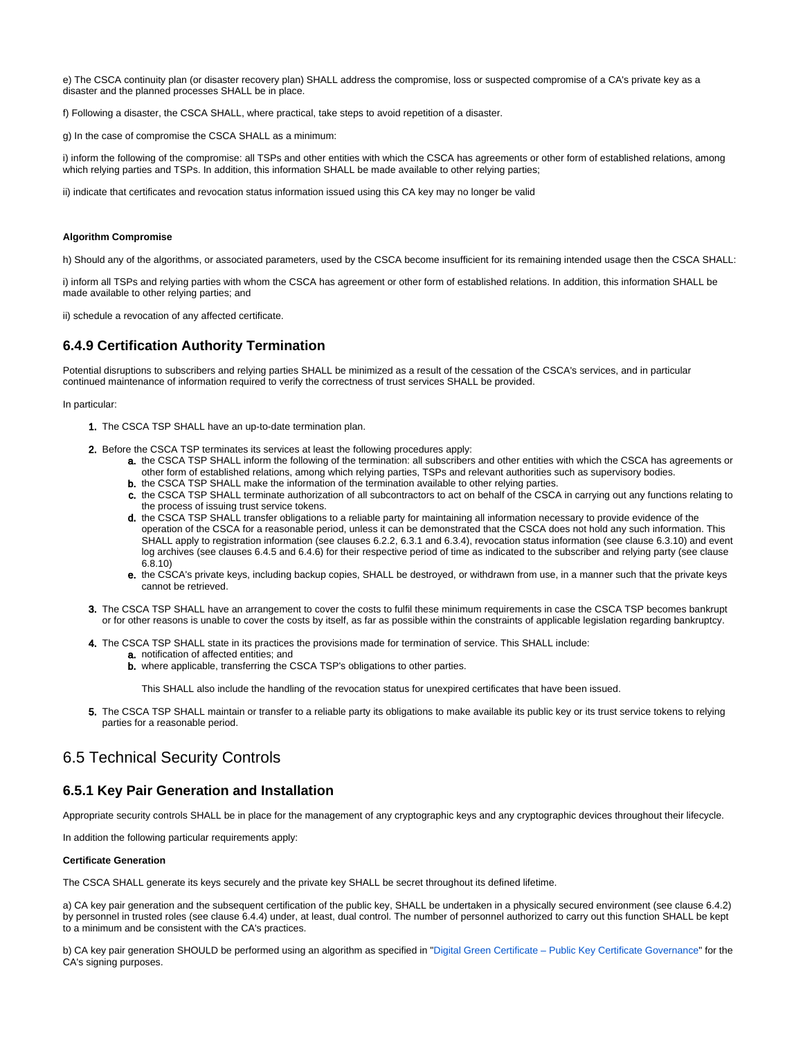e) The CSCA continuity plan (or disaster recovery plan) SHALL address the compromise, loss or suspected compromise of a CA's private key as a disaster and the planned processes SHALL be in place.

f) Following a disaster, the CSCA SHALL, where practical, take steps to avoid repetition of a disaster.

g) In the case of compromise the CSCA SHALL as a minimum:

i) inform the following of the compromise: all TSPs and other entities with which the CSCA has agreements or other form of established relations, among which relying parties and TSPs. In addition, this information SHALL be made available to other relying parties;

ii) indicate that certificates and revocation status information issued using this CA key may no longer be valid

**Algorithm Compromise**

h) Should any of the algorithms, or associated parameters, used by the CSCA become insufficient for its remaining intended usage then the CSCA SHALL:

i) inform all TSPs and relying parties with whom the CSCA has agreement or other form of established relations. In addition, this information SHALL be made available to other relying parties; and

ii) schedule a revocation of any affected certificate.

### 6.4.9 Certification Authority Termination

Potential disruptions to subscribers and relying parties SHALL be minimized as a result of the cessation of the CSCA's services, and in particular continued maintenance of information required to verify the correctness of trust services SHALL be provided.

In particular:

1. The CSCA TSP SHALL have an up-to-date termination plan.
2. Before the CSCA TSP terminates its services at least the following procedures apply:
   a. the CSCA TSP SHALL inform the following of the termination: all subscribers and other entities with which the CSCA has agreements or other form of established relations, among which relying parties, TSPs and relevant authorities such as supervisory bodies.
   b. the CSCA TSP SHALL make the information of the termination available to other relying parties.
   c. the CSCA TSP SHALL terminate authorization of all subcontractors to act on behalf of the CSCA in carrying out any functions relating to the process of issuing trust service tokens.
   d. the CSCA TSP SHALL transfer obligations to a reliable party for maintaining all information necessary to provide evidence of the operation of the CSCA for a reasonable period, unless it can be demonstrated that the CSCA does not hold any such information. This SHALL apply to registration information (see clauses 6.2.2, 6.3.1 and 6.3.4), revocation status information (see clause 6.3.10) and event log archives (see clauses 6.4.5 and 6.4.6) for their respective period of time as indicated to the subscriber and relying party (see clause 6.8.10)
   e. the CSCA's private keys, including backup copies, SHALL be destroyed, or withdrawn from use, in a manner such that the private keys cannot be retrieved.
3. The CSCA TSP SHALL have an arrangement to cover the costs to fulfil these minimum requirements in case the CSCA TSP becomes bankrupt or for other reasons is unable to cover the costs by itself, as far as possible within the constraints of applicable legislation regarding bankruptcy.
4. The CSCA TSP SHALL state in its practices the provisions made for termination of service. This SHALL include:
   a. notification of affected entities; and
   b. where applicable, transferring the CSCA TSP's obligations to other parties.

   This SHALL also include the handling of the revocation status for unexpired certificates that have been issued.
5. The CSCA TSP SHALL maintain or transfer to a reliable party its obligations to make available its public key or its trust service tokens to relying parties for a reasonable period.

## 6.5 Technical Security Controls

### 6.5.1 Key Pair Generation and Installation

Appropriate security controls SHALL be in place for the management of any cryptographic keys and any cryptographic devices throughout their lifecycle.

In addition the following particular requirements apply:

**Certificate Generation**

The CSCA SHALL generate its keys securely and the private key SHALL be secret throughout its defined lifetime.

a) CA key pair generation and the subsequent certification of the public key, SHALL be undertaken in a physically secured environment (see clause 6.4.2) by personnel in trusted roles (see clause 6.4.4) under, at least, dual control. The number of personnel authorized to carry out this function SHALL be kept to a minimum and be consistent with the CA's practices.

b) CA key pair generation SHOULD be performed using an algorithm as specified in "Digital Green Certificate – Public Key Certificate Governance" for the CA's signing purposes.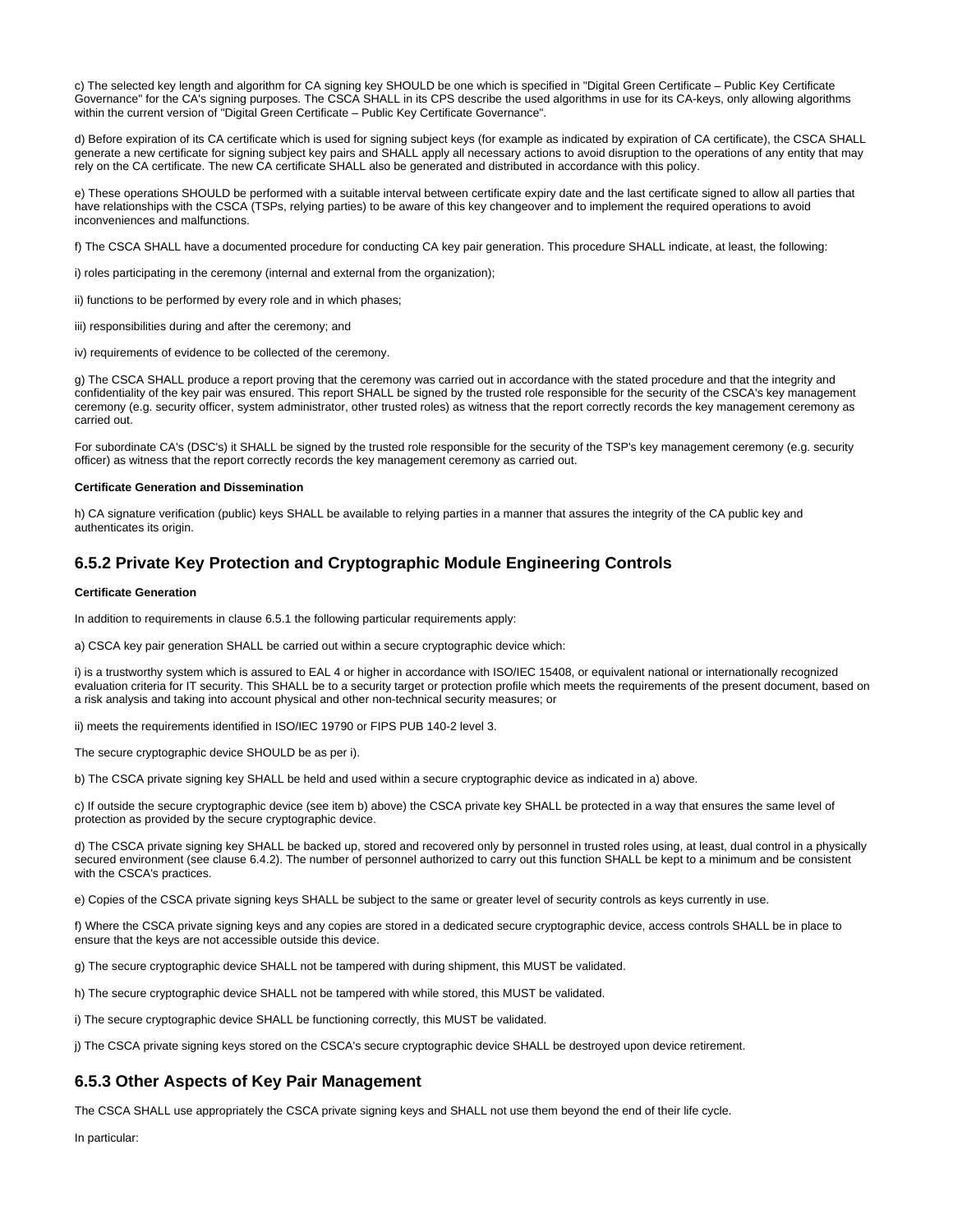c) The selected key length and algorithm for CA signing key SHOULD be one which is specified in "Digital Green Certificate – Public Key Certificate Governance" for the CA's signing purposes. The CSCA SHALL in its CPS describe the used algorithms in use for its CA-keys, only allowing algorithms within the current version of "Digital Green Certificate – Public Key Certificate Governance".

d) Before expiration of its CA certificate which is used for signing subject keys (for example as indicated by expiration of CA certificate), the CSCA SHALL generate a new certificate for signing subject key pairs and SHALL apply all necessary actions to avoid disruption to the operations of any entity that may rely on the CA certificate. The new CA certificate SHALL also be generated and distributed in accordance with this policy.

e) These operations SHOULD be performed with a suitable interval between certificate expiry date and the last certificate signed to allow all parties that have relationships with the CSCA (TSPs, relying parties) to be aware of this key changeover and to implement the required operations to avoid inconveniences and malfunctions.

f) The CSCA SHALL have a documented procedure for conducting CA key pair generation. This procedure SHALL indicate, at least, the following:

i) roles participating in the ceremony (internal and external from the organization);

ii) functions to be performed by every role and in which phases;

iii) responsibilities during and after the ceremony; and

iv) requirements of evidence to be collected of the ceremony.

g) The CSCA SHALL produce a report proving that the ceremony was carried out in accordance with the stated procedure and that the integrity and confidentiality of the key pair was ensured. This report SHALL be signed by the trusted role responsible for the security of the CSCA's key management ceremony (e.g. security officer, system administrator, other trusted roles) as witness that the report correctly records the key management ceremony as carried out.

For subordinate CA's (DSC's) it SHALL be signed by the trusted role responsible for the security of the TSP's key management ceremony (e.g. security officer) as witness that the report correctly records the key management ceremony as carried out.

**Certificate Generation and Dissemination**

h) CA signature verification (public) keys SHALL be available to relying parties in a manner that assures the integrity of the CA public key and authenticates its origin.

## 6.5.2 Private Key Protection and Cryptographic Module Engineering Controls

**Certificate Generation**

In addition to requirements in clause 6.5.1 the following particular requirements apply:

a) CSCA key pair generation SHALL be carried out within a secure cryptographic device which:

i) is a trustworthy system which is assured to EAL 4 or higher in accordance with ISO/IEC 15408, or equivalent national or internationally recognized evaluation criteria for IT security. This SHALL be to a security target or protection profile which meets the requirements of the present document, based on a risk analysis and taking into account physical and other non-technical security measures; or

ii) meets the requirements identified in ISO/IEC 19790 or FIPS PUB 140-2 level 3.

The secure cryptographic device SHOULD be as per i).

b) The CSCA private signing key SHALL be held and used within a secure cryptographic device as indicated in a) above.

c) If outside the secure cryptographic device (see item b) above) the CSCA private key SHALL be protected in a way that ensures the same level of protection as provided by the secure cryptographic device.

d) The CSCA private signing key SHALL be backed up, stored and recovered only by personnel in trusted roles using, at least, dual control in a physically secured environment (see clause 6.4.2). The number of personnel authorized to carry out this function SHALL be kept to a minimum and be consistent with the CSCA's practices.

e) Copies of the CSCA private signing keys SHALL be subject to the same or greater level of security controls as keys currently in use.

f) Where the CSCA private signing keys and any copies are stored in a dedicated secure cryptographic device, access controls SHALL be in place to ensure that the keys are not accessible outside this device.

g) The secure cryptographic device SHALL not be tampered with during shipment, this MUST be validated.

h) The secure cryptographic device SHALL not be tampered with while stored, this MUST be validated.

i) The secure cryptographic device SHALL be functioning correctly, this MUST be validated.

j) The CSCA private signing keys stored on the CSCA's secure cryptographic device SHALL be destroyed upon device retirement.

## 6.5.3 Other Aspects of Key Pair Management

The CSCA SHALL use appropriately the CSCA private signing keys and SHALL not use them beyond the end of their life cycle.

In particular: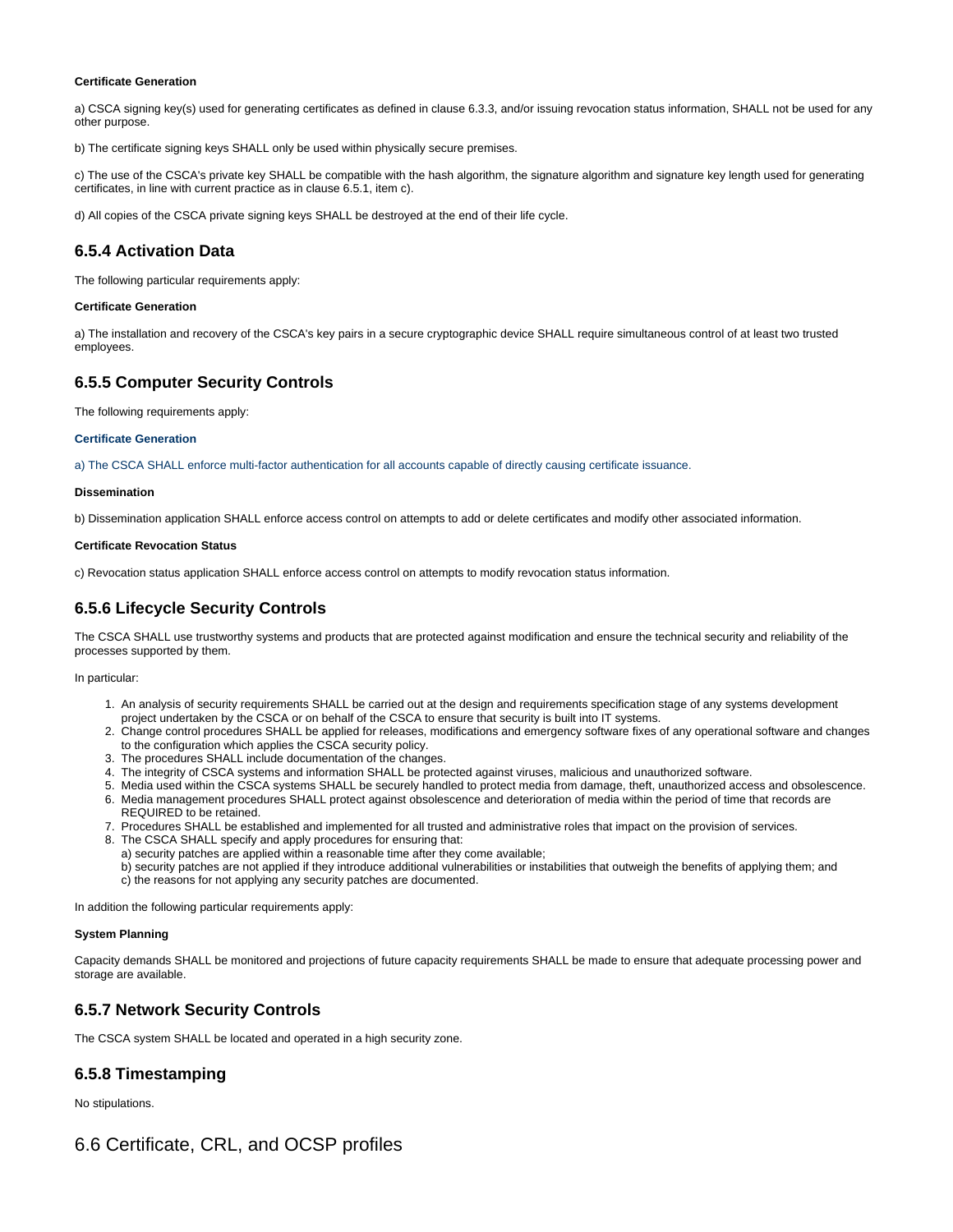**Certificate Generation**

a) CSCA signing key(s) used for generating certificates as defined in clause 6.3.3, and/or issuing revocation status information, SHALL not be used for any other purpose.

b) The certificate signing keys SHALL only be used within physically secure premises.

c) The use of the CSCA's private key SHALL be compatible with the hash algorithm, the signature algorithm and signature key length used for generating certificates, in line with current practice as in clause 6.5.1, item c).

d) All copies of the CSCA private signing keys SHALL be destroyed at the end of their life cycle.

### 6.5.4 Activation Data

The following particular requirements apply:

**Certificate Generation**

a) The installation and recovery of the CSCA's key pairs in a secure cryptographic device SHALL require simultaneous control of at least two trusted employees.

### 6.5.5 Computer Security Controls

The following requirements apply:

**Certificate Generation**

a) The CSCA SHALL enforce multi-factor authentication for all accounts capable of directly causing certificate issuance.

**Dissemination**

b) Dissemination application SHALL enforce access control on attempts to add or delete certificates and modify other associated information.

**Certificate Revocation Status**

c) Revocation status application SHALL enforce access control on attempts to modify revocation status information.

### 6.5.6 Lifecycle Security Controls

The CSCA SHALL use trustworthy systems and products that are protected against modification and ensure the technical security and reliability of the processes supported by them.

In particular:

1. An analysis of security requirements SHALL be carried out at the design and requirements specification stage of any systems development project undertaken by the CSCA or on behalf of the CSCA to ensure that security is built into IT systems.
2. Change control procedures SHALL be applied for releases, modifications and emergency software fixes of any operational software and changes to the configuration which applies the CSCA security policy.
3. The procedures SHALL include documentation of the changes.
4. The integrity of CSCA systems and information SHALL be protected against viruses, malicious and unauthorized software.
5. Media used within the CSCA systems SHALL be securely handled to protect media from damage, theft, unauthorized access and obsolescence.
6. Media management procedures SHALL protect against obsolescence and deterioration of media within the period of time that records are REQUIRED to be retained.
7. Procedures SHALL be established and implemented for all trusted and administrative roles that impact on the provision of services.
8. The CSCA SHALL specify and apply procedures for ensuring that:
   a) security patches are applied within a reasonable time after they come available;
   b) security patches are not applied if they introduce additional vulnerabilities or instabilities that outweigh the benefits of applying them; and
   c) the reasons for not applying any security patches are documented.

In addition the following particular requirements apply:

**System Planning**

Capacity demands SHALL be monitored and projections of future capacity requirements SHALL be made to ensure that adequate processing power and storage are available.

### 6.5.7 Network Security Controls

The CSCA system SHALL be located and operated in a high security zone.

### 6.5.8 Timestamping

No stipulations.

## 6.6 Certificate, CRL, and OCSP profiles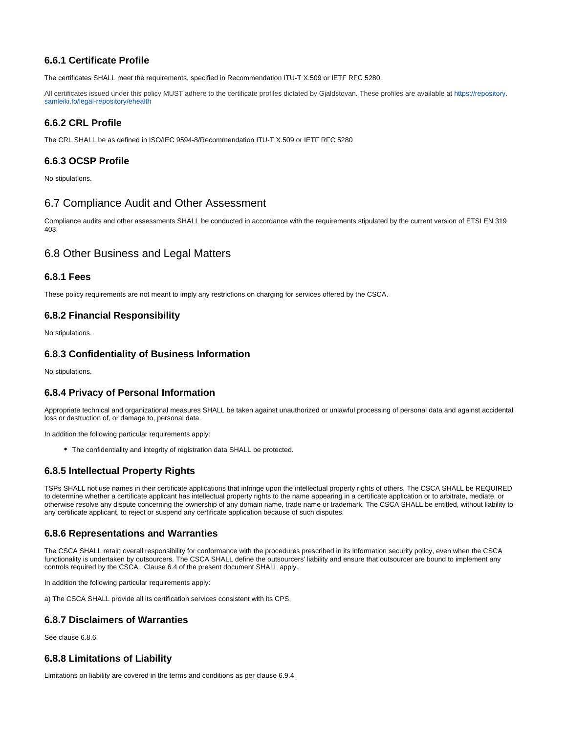### 6.6.1 Certificate Profile

The certificates SHALL meet the requirements, specified in Recommendation ITU-T X.509 or IETF RFC 5280.

All certificates issued under this policy MUST adhere to the certificate profiles dictated by Gjaldstovan. These profiles are available at https://repository.samleiki.fo/legal-repository/ehealth

### 6.6.2 CRL Profile

The CRL SHALL be as defined in ISO/IEC 9594-8/Recommendation ITU-T X.509 or IETF RFC 5280

### 6.6.3 OCSP Profile

No stipulations.

## 6.7 Compliance Audit and Other Assessment

Compliance audits and other assessments SHALL be conducted in accordance with the requirements stipulated by the current version of ETSI EN 319 403.

## 6.8 Other Business and Legal Matters

### 6.8.1 Fees

These policy requirements are not meant to imply any restrictions on charging for services offered by the CSCA.

### 6.8.2 Financial Responsibility

No stipulations.

### 6.8.3 Confidentiality of Business Information

No stipulations.

### 6.8.4 Privacy of Personal Information

Appropriate technical and organizational measures SHALL be taken against unauthorized or unlawful processing of personal data and against accidental loss or destruction of, or damage to, personal data.

In addition the following particular requirements apply:

- The confidentiality and integrity of registration data SHALL be protected.

### 6.8.5 Intellectual Property Rights

TSPs SHALL not use names in their certificate applications that infringe upon the intellectual property rights of others. The CSCA SHALL be REQUIRED to determine whether a certificate applicant has intellectual property rights to the name appearing in a certificate application or to arbitrate, mediate, or otherwise resolve any dispute concerning the ownership of any domain name, trade name or trademark. The CSCA SHALL be entitled, without liability to any certificate applicant, to reject or suspend any certificate application because of such disputes.

### 6.8.6 Representations and Warranties

The CSCA SHALL retain overall responsibility for conformance with the procedures prescribed in its information security policy, even when the CSCA functionality is undertaken by outsourcers. The CSCA SHALL define the outsourcers' liability and ensure that outsourcer are bound to implement any controls required by the CSCA.  Clause 6.4 of the present document SHALL apply.

In addition the following particular requirements apply:

a) The CSCA SHALL provide all its certification services consistent with its CPS.

### 6.8.7 Disclaimers of Warranties

See clause 6.8.6.

### 6.8.8 Limitations of Liability

Limitations on liability are covered in the terms and conditions as per clause 6.9.4.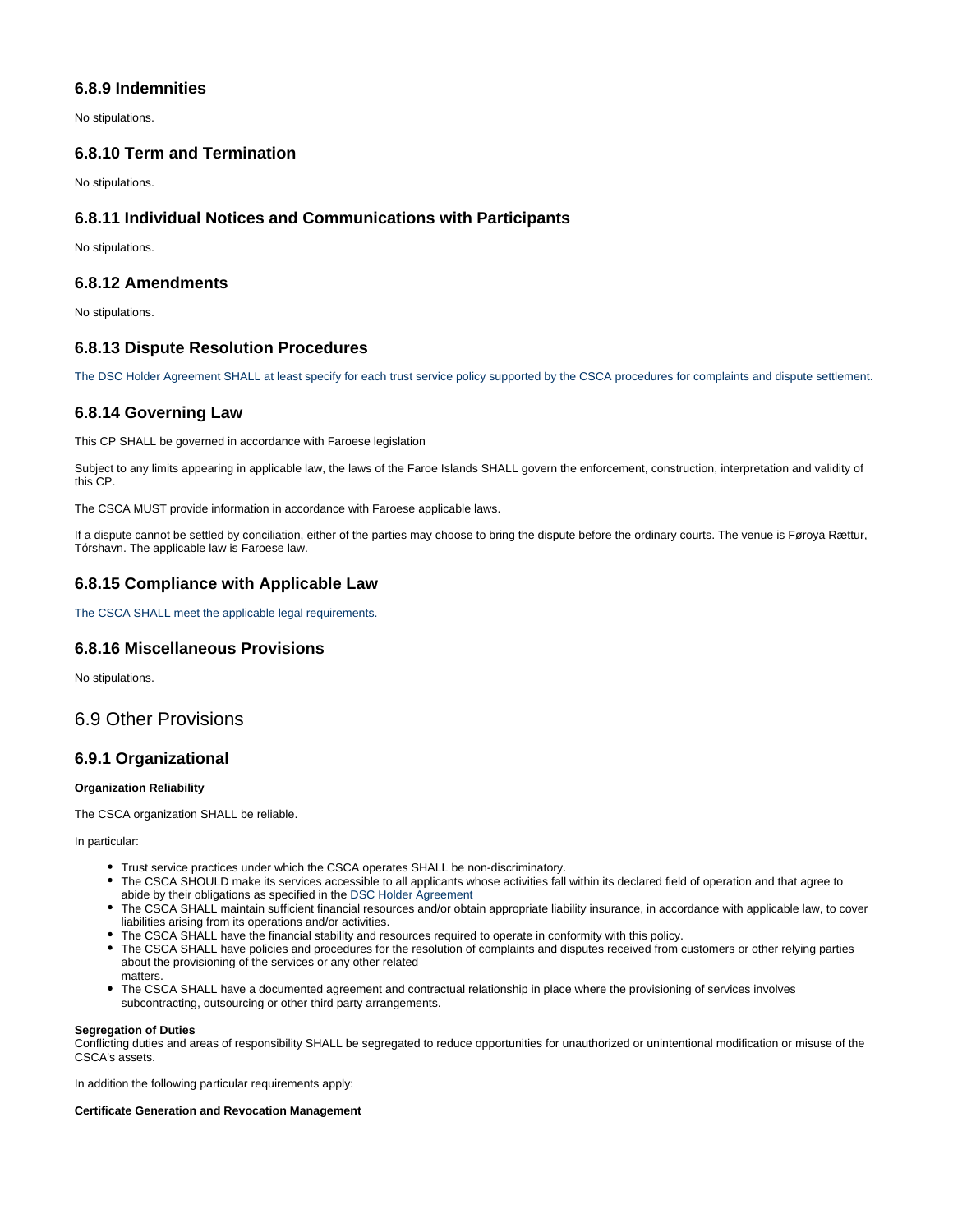### 6.8.9 Indemnities

No stipulations.

### 6.8.10 Term and Termination

No stipulations.

### 6.8.11 Individual Notices and Communications with Participants

No stipulations.

### 6.8.12 Amendments

No stipulations.

### 6.8.13 Dispute Resolution Procedures

The DSC Holder Agreement SHALL at least specify for each trust service policy supported by the CSCA procedures for complaints and dispute settlement.

### 6.8.14 Governing Law

This CP SHALL be governed in accordance with Faroese legislation

Subject to any limits appearing in applicable law, the laws of the Faroe Islands SHALL govern the enforcement, construction, interpretation and validity of this CP.

The CSCA MUST provide information in accordance with Faroese applicable laws.

If a dispute cannot be settled by conciliation, either of the parties may choose to bring the dispute before the ordinary courts. The venue is Føroya Rættur, Tórshavn. The applicable law is Faroese law.

### 6.8.15 Compliance with Applicable Law

The CSCA SHALL meet the applicable legal requirements.

### 6.8.16 Miscellaneous Provisions

No stipulations.

## 6.9 Other Provisions

### 6.9.1 Organizational

**Organization Reliability**

The CSCA organization SHALL be reliable.

In particular:

- Trust service practices under which the CSCA operates SHALL be non-discriminatory.
- The CSCA SHOULD make its services accessible to all applicants whose activities fall within its declared field of operation and that agree to abide by their obligations as specified in the DSC Holder Agreement
- The CSCA SHALL maintain sufficient financial resources and/or obtain appropriate liability insurance, in accordance with applicable law, to cover liabilities arising from its operations and/or activities.
- The CSCA SHALL have the financial stability and resources required to operate in conformity with this policy.
- The CSCA SHALL have policies and procedures for the resolution of complaints and disputes received from customers or other relying parties about the provisioning of the services or any other related matters.
- The CSCA SHALL have a documented agreement and contractual relationship in place where the provisioning of services involves subcontracting, outsourcing or other third party arrangements.

**Segregation of Duties**
Conflicting duties and areas of responsibility SHALL be segregated to reduce opportunities for unauthorized or unintentional modification or misuse of the CSCA's assets.

In addition the following particular requirements apply:

**Certificate Generation and Revocation Management**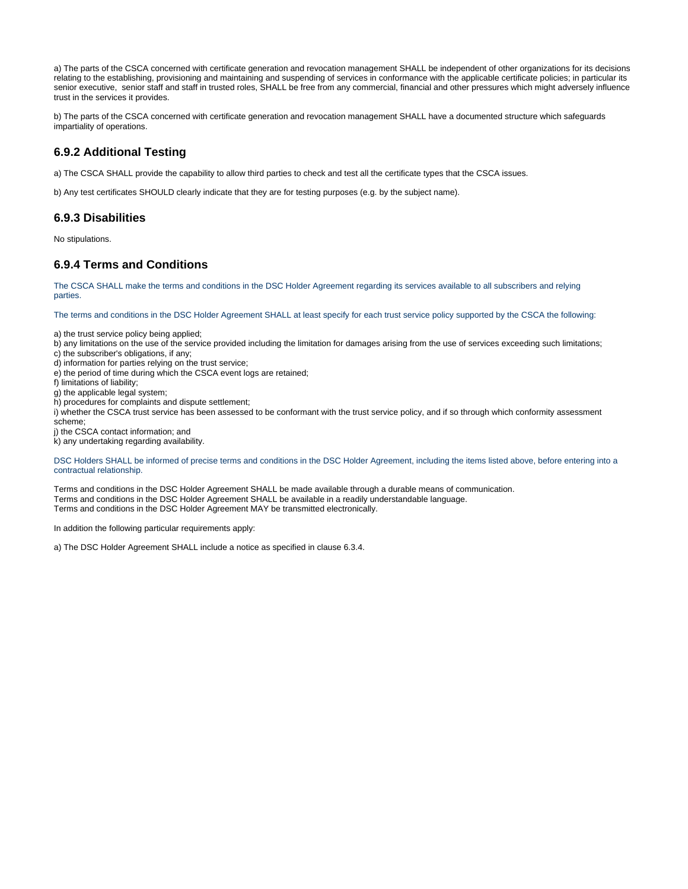a) The parts of the CSCA concerned with certificate generation and revocation management SHALL be independent of other organizations for its decisions relating to the establishing, provisioning and maintaining and suspending of services in conformance with the applicable certificate policies; in particular its senior executive, senior staff and staff in trusted roles, SHALL be free from any commercial, financial and other pressures which might adversely influence trust in the services it provides.

b) The parts of the CSCA concerned with certificate generation and revocation management SHALL have a documented structure which safeguards impartiality of operations.

### 6.9.2 Additional Testing

a) The CSCA SHALL provide the capability to allow third parties to check and test all the certificate types that the CSCA issues.

b) Any test certificates SHOULD clearly indicate that they are for testing purposes (e.g. by the subject name).

### 6.9.3 Disabilities

No stipulations.

### 6.9.4 Terms and Conditions

The CSCA SHALL make the terms and conditions in the DSC Holder Agreement regarding its services available to all subscribers and relying parties.

The terms and conditions in the DSC Holder Agreement SHALL at least specify for each trust service policy supported by the CSCA the following:

a) the trust service policy being applied;
b) any limitations on the use of the service provided including the limitation for damages arising from the use of services exceeding such limitations;
c) the subscriber's obligations, if any;
d) information for parties relying on the trust service;
e) the period of time during which the CSCA event logs are retained;
f) limitations of liability;
g) the applicable legal system;
h) procedures for complaints and dispute settlement;
i) whether the CSCA trust service has been assessed to be conformant with the trust service policy, and if so through which conformity assessment scheme;
j) the CSCA contact information; and
k) any undertaking regarding availability.

DSC Holders SHALL be informed of precise terms and conditions in the DSC Holder Agreement, including the items listed above, before entering into a contractual relationship.

Terms and conditions in the DSC Holder Agreement SHALL be made available through a durable means of communication.
Terms and conditions in the DSC Holder Agreement SHALL be available in a readily understandable language.
Terms and conditions in the DSC Holder Agreement MAY be transmitted electronically.

In addition the following particular requirements apply:

a) The DSC Holder Agreement SHALL include a notice as specified in clause 6.3.4.